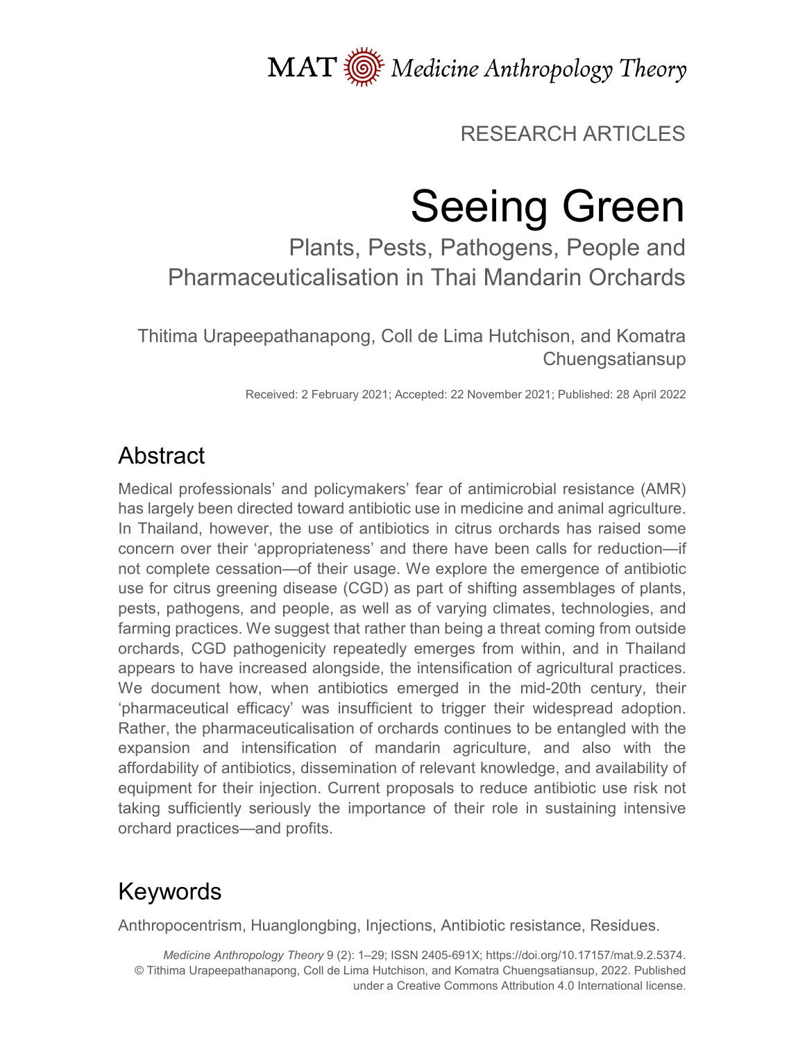RESEARCH ARTICLES

# Seeing Green

## Plants, Pests, Pathogens, People and Pharmaceuticalisation in Thai Mandarin Orchards

Thitima Urapeepathanapong, Coll de Lima Hutchison, and Komatra Chuengsatiansup

Received: 2 February 2021; Accepted: 22 November 2021; Published: 28 April 2022

## Abstract

Medical professionals' and policymakers' fear of antimicrobial resistance (AMR) has largely been directed toward antibiotic use in medicine and animal agriculture. In Thailand, however, the use of antibiotics in citrus orchards has raised some concern over their 'appropriateness' and there have been calls for reduction—if not complete cessation—of their usage. We explore the emergence of antibiotic use for citrus greening disease (CGD) as part of shifting assemblages of plants, pests, pathogens, and people, as well as of varying climates, technologies, and farming practices. We suggest that rather than being a threat coming from outside orchards, CGD pathogenicity repeatedly emerges from within, and in Thailand appears to have increased alongside, the intensification of agricultural practices. We document how, when antibiotics emerged in the mid-20th century, their 'pharmaceutical efficacy' was insufficient to trigger their widespread adoption. Rather, the pharmaceuticalisation of orchards continues to be entangled with the expansion and intensification of mandarin agriculture, and also with the affordability of antibiotics, dissemination of relevant knowledge, and availability of equipment for their injection. Current proposals to reduce antibiotic use risk not taking sufficiently seriously the importance of their role in sustaining intensive orchard practices—and profits.

## Keywords

Anthropocentrism, Huanglongbing, Injections, Antibiotic resistance, Residues.

*Medicine Anthropology Theory* 9 (2): 1–29; ISSN 2405-691X; https://doi.org/10.17157/mat.9.2.5374. © Tithima Urapeepathanapong, Coll de Lima Hutchison, and Komatra Chuengsatiansup, 2022. Published under a Creative Commons Attribution 4.0 International license.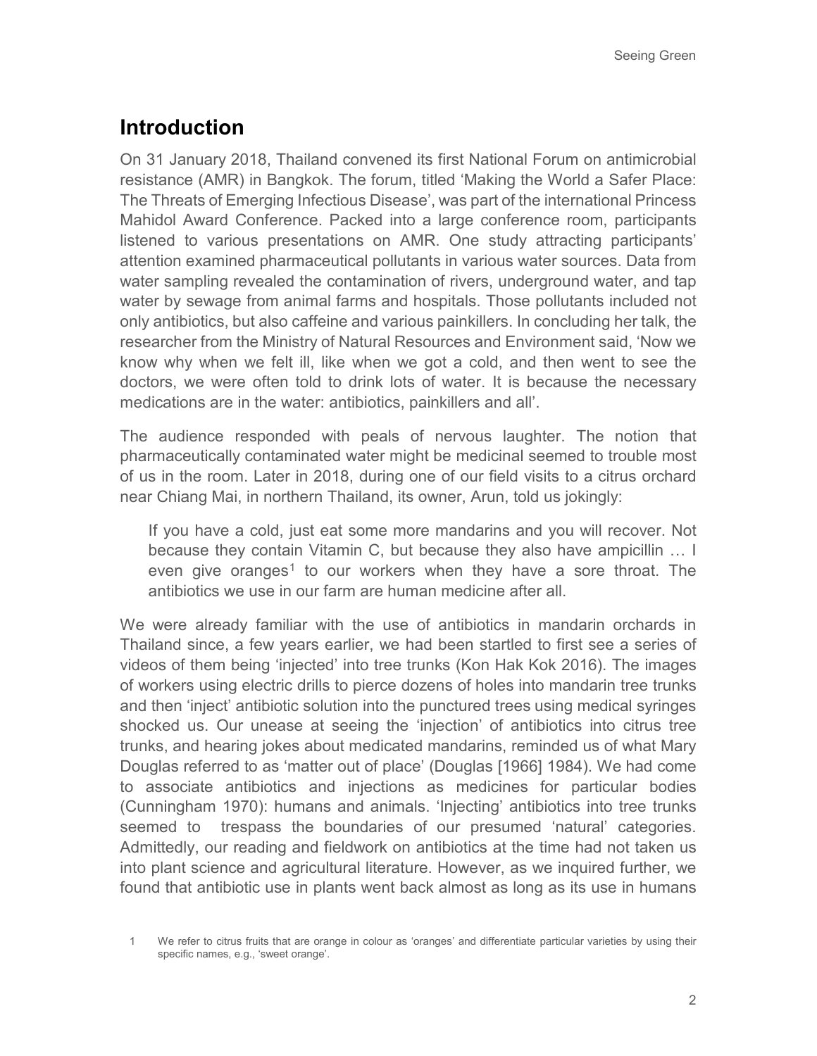## Introduction

On 31 January 2018, Thailand convened its first National Forum on antimicrobial resistance (AMR) in Bangkok. The forum, titled 'Making the World a Safer Place: The Threats of Emerging Infectious Disease', was part of the international Princess Mahidol Award Conference. Packed into a large conference room, participants listened to various presentations on AMR. One study attracting participants' attention examined pharmaceutical pollutants in various water sources. Data from water sampling revealed the contamination of rivers, underground water, and tap water by sewage from animal farms and hospitals. Those pollutants included not only antibiotics, but also caffeine and various painkillers. In concluding her talk, the researcher from the Ministry of Natural Resources and Environment said, 'Now we know why when we felt ill, like when we got a cold, and then went to see the doctors, we were often told to drink lots of water. It is because the necessary medications are in the water: antibiotics, painkillers and all'.

The audience responded with peals of nervous laughter. The notion that pharmaceutically contaminated water might be medicinal seemed to trouble most of us in the room. Later in 2018, during one of our field visits to a citrus orchard near Chiang Mai, in northern Thailand, its owner, Arun, told us jokingly:

> If you have a cold, just eat some more mandarins and you will recover. Not because they contain Vitamin C, but because they also have ampicillin … I even give oranges[1] to our workers when they have a sore throat. The antibiotics we use in our farm are human medicine after all.

We were already familiar with the use of antibiotics in mandarin orchards in Thailand since, a few years earlier, we had been startled to first see a series of videos of them being 'injected' into tree trunks (Kon Hak Kok 2016). The images of workers using electric drills to pierce dozens of holes into mandarin tree trunks and then 'inject' antibiotic solution into the punctured trees using medical syringes shocked us. Our unease at seeing the 'injection' of antibiotics into citrus tree trunks, and hearing jokes about medicated mandarins, reminded us of what Mary Douglas referred to as 'matter out of place' (Douglas [1966] 1984). We had come to associate antibiotics and injections as medicines for particular bodies (Cunningham 1970): humans and animals. 'Injecting' antibiotics into tree trunks seemed to trespass the boundaries of our presumed 'natural' categories. Admittedly, our reading and fieldwork on antibiotics at the time had not taken us into plant science and agricultural literature. However, as we inquired further, we found that antibiotic use in plants went back almost as long as its use in humans

[1] We refer to citrus fruits that are orange in colour as 'oranges' and differentiate particular varieties by using their specific names, e.g., 'sweet orange'.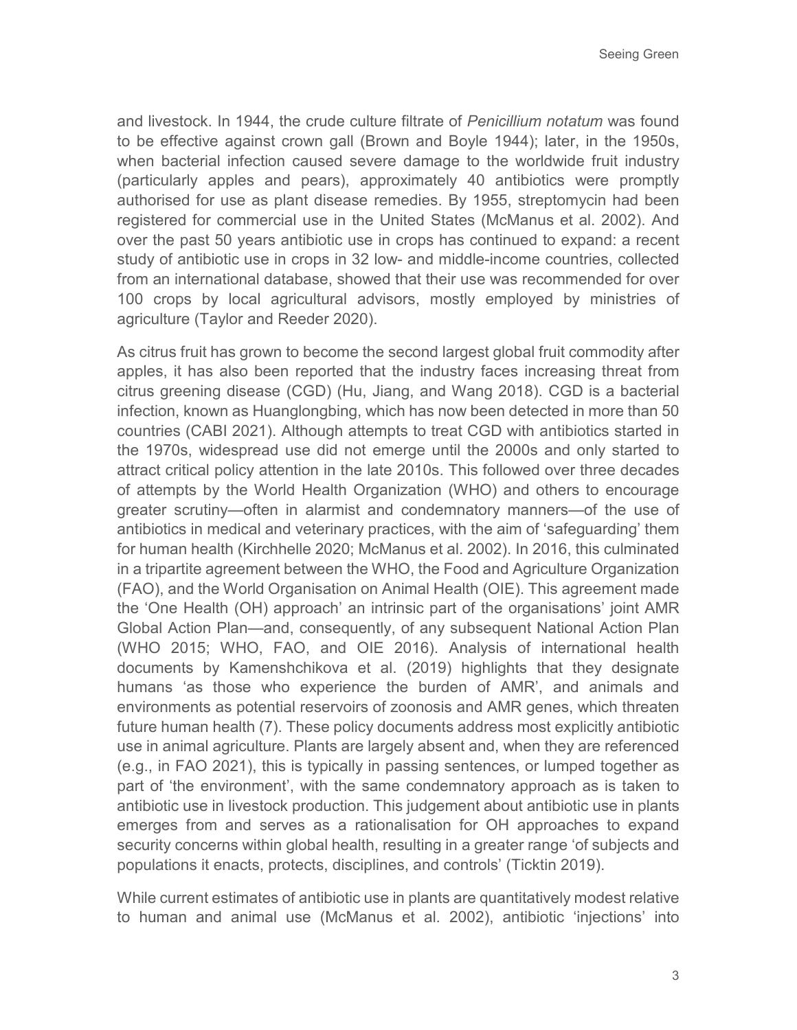and livestock. In 1944, the crude culture filtrate of *Penicillium notatum* was found to be effective against crown gall (Brown and Boyle 1944); later, in the 1950s, when bacterial infection caused severe damage to the worldwide fruit industry (particularly apples and pears), approximately 40 antibiotics were promptly authorised for use as plant disease remedies. By 1955, streptomycin had been registered for commercial use in the United States (McManus et al. 2002). And over the past 50 years antibiotic use in crops has continued to expand: a recent study of antibiotic use in crops in 32 low- and middle-income countries, collected from an international database, showed that their use was recommended for over 100 crops by local agricultural advisors, mostly employed by ministries of agriculture (Taylor and Reeder 2020).

As citrus fruit has grown to become the second largest global fruit commodity after apples, it has also been reported that the industry faces increasing threat from citrus greening disease (CGD) (Hu, Jiang, and Wang 2018). CGD is a bacterial infection, known as Huanglongbing, which has now been detected in more than 50 countries (CABI 2021). Although attempts to treat CGD with antibiotics started in the 1970s, widespread use did not emerge until the 2000s and only started to attract critical policy attention in the late 2010s. This followed over three decades of attempts by the World Health Organization (WHO) and others to encourage greater scrutiny—often in alarmist and condemnatory manners—of the use of antibiotics in medical and veterinary practices, with the aim of 'safeguarding' them for human health (Kirchhelle 2020; McManus et al. 2002). In 2016, this culminated in a tripartite agreement between the WHO, the Food and Agriculture Organization (FAO), and the World Organisation on Animal Health (OIE). This agreement made the 'One Health (OH) approach' an intrinsic part of the organisations' joint AMR Global Action Plan—and, consequently, of any subsequent National Action Plan (WHO 2015; WHO, FAO, and OIE 2016). Analysis of international health documents by Kamenshchikova et al. (2019) highlights that they designate humans 'as those who experience the burden of AMR', and animals and environments as potential reservoirs of zoonosis and AMR genes, which threaten future human health (7). These policy documents address most explicitly antibiotic use in animal agriculture. Plants are largely absent and, when they are referenced (e.g., in FAO 2021), this is typically in passing sentences, or lumped together as part of 'the environment', with the same condemnatory approach as is taken to antibiotic use in livestock production. This judgement about antibiotic use in plants emerges from and serves as a rationalisation for OH approaches to expand security concerns within global health, resulting in a greater range 'of subjects and populations it enacts, protects, disciplines, and controls' (Ticktin 2019).

While current estimates of antibiotic use in plants are quantitatively modest relative to human and animal use (McManus et al. 2002), antibiotic 'injections' into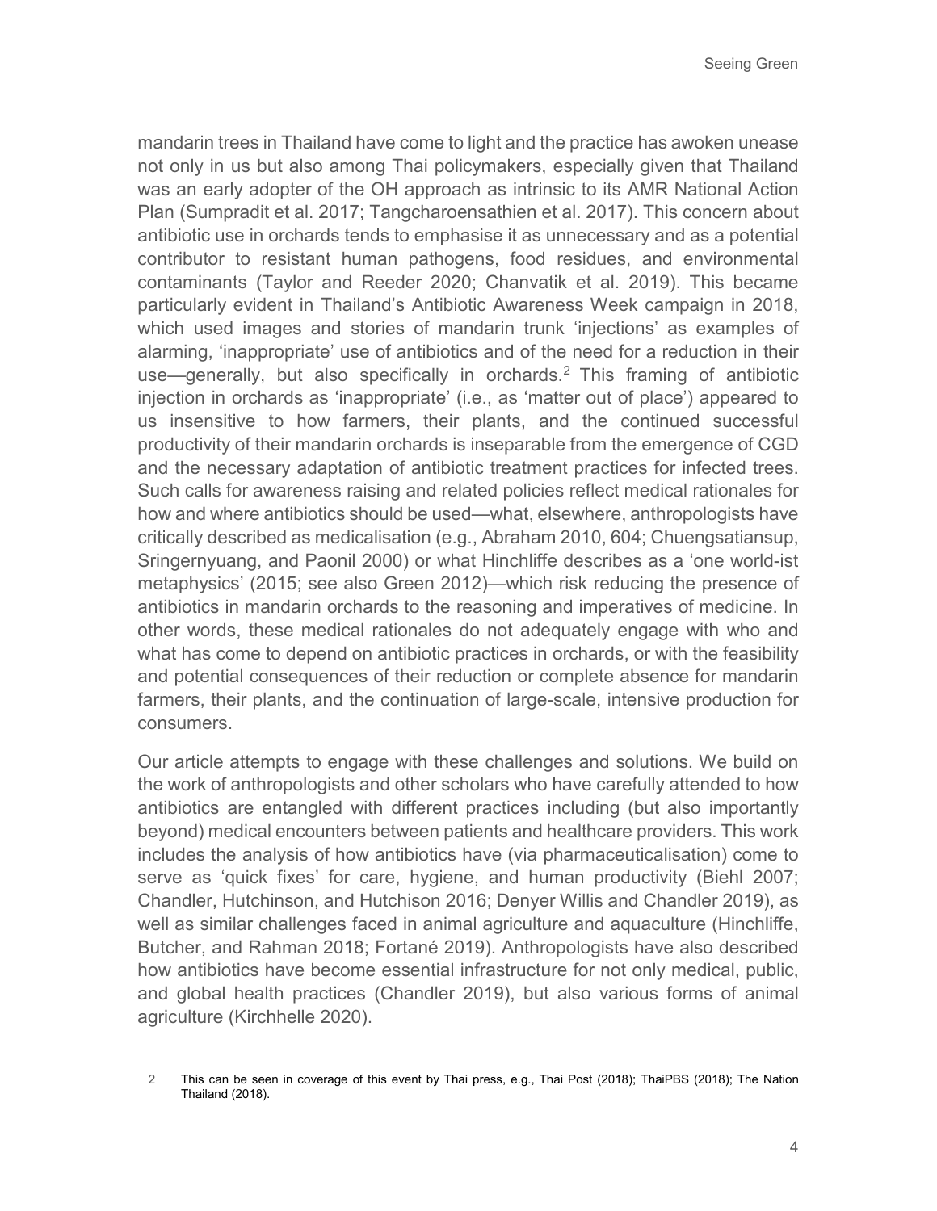mandarin trees in Thailand have come to light and the practice has awoken unease not only in us but also among Thai policymakers, especially given that Thailand was an early adopter of the OH approach as intrinsic to its AMR National Action Plan (Sumpradit et al. 2017; Tangcharoensathien et al. 2017). This concern about antibiotic use in orchards tends to emphasise it as unnecessary and as a potential contributor to resistant human pathogens, food residues, and environmental contaminants (Taylor and Reeder 2020; Chanvatik et al. 2019). This became particularly evident in Thailand's Antibiotic Awareness Week campaign in 2018, which used images and stories of mandarin trunk 'injections' as examples of alarming, 'inappropriate' use of antibiotics and of the need for a reduction in their use—generally, but also specifically in orchards.[2] This framing of antibiotic injection in orchards as 'inappropriate' (i.e., as 'matter out of place') appeared to us insensitive to how farmers, their plants, and the continued successful productivity of their mandarin orchards is inseparable from the emergence of CGD and the necessary adaptation of antibiotic treatment practices for infected trees. Such calls for awareness raising and related policies reflect medical rationales for how and where antibiotics should be used—what, elsewhere, anthropologists have critically described as medicalisation (e.g., Abraham 2010, 604; Chuengsatiansup, Sringernyuang, and Paonil 2000) or what Hinchliffe describes as a 'one world-ist metaphysics' (2015; see also Green 2012)—which risk reducing the presence of antibiotics in mandarin orchards to the reasoning and imperatives of medicine. In other words, these medical rationales do not adequately engage with who and what has come to depend on antibiotic practices in orchards, or with the feasibility and potential consequences of their reduction or complete absence for mandarin farmers, their plants, and the continuation of large-scale, intensive production for consumers.

Our article attempts to engage with these challenges and solutions. We build on the work of anthropologists and other scholars who have carefully attended to how antibiotics are entangled with different practices including (but also importantly beyond) medical encounters between patients and healthcare providers. This work includes the analysis of how antibiotics have (via pharmaceuticalisation) come to serve as 'quick fixes' for care, hygiene, and human productivity (Biehl 2007; Chandler, Hutchinson, and Hutchison 2016; Denyer Willis and Chandler 2019), as well as similar challenges faced in animal agriculture and aquaculture (Hinchliffe, Butcher, and Rahman 2018; Fortané 2019). Anthropologists have also described how antibiotics have become essential infrastructure for not only medical, public, and global health practices (Chandler 2019), but also various forms of animal agriculture (Kirchhelle 2020).

2 This can be seen in coverage of this event by Thai press, e.g., Thai Post (2018); ThaiPBS (2018); The Nation Thailand (2018).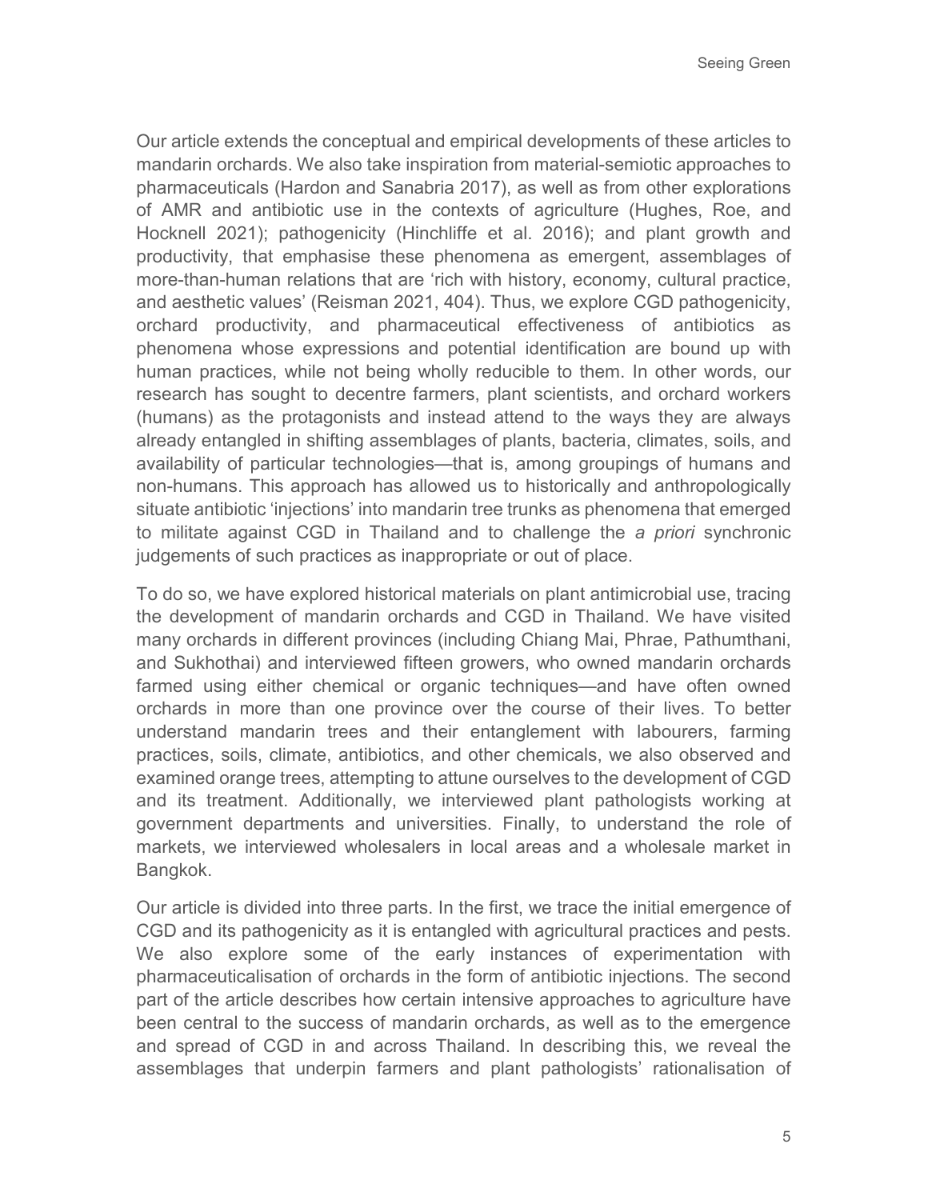Our article extends the conceptual and empirical developments of these articles to mandarin orchards. We also take inspiration from material-semiotic approaches to pharmaceuticals (Hardon and Sanabria 2017), as well as from other explorations of AMR and antibiotic use in the contexts of agriculture (Hughes, Roe, and Hocknell 2021); pathogenicity (Hinchliffe et al. 2016); and plant growth and productivity, that emphasise these phenomena as emergent, assemblages of more-than-human relations that are 'rich with history, economy, cultural practice, and aesthetic values' (Reisman 2021, 404). Thus, we explore CGD pathogenicity, orchard productivity, and pharmaceutical effectiveness of antibiotics as phenomena whose expressions and potential identification are bound up with human practices, while not being wholly reducible to them. In other words, our research has sought to decentre farmers, plant scientists, and orchard workers (humans) as the protagonists and instead attend to the ways they are always already entangled in shifting assemblages of plants, bacteria, climates, soils, and availability of particular technologies—that is, among groupings of humans and non-humans. This approach has allowed us to historically and anthropologically situate antibiotic 'injections' into mandarin tree trunks as phenomena that emerged to militate against CGD in Thailand and to challenge the *a priori* synchronic judgements of such practices as inappropriate or out of place.

To do so, we have explored historical materials on plant antimicrobial use, tracing the development of mandarin orchards and CGD in Thailand. We have visited many orchards in different provinces (including Chiang Mai, Phrae, Pathumthani, and Sukhothai) and interviewed fifteen growers, who owned mandarin orchards farmed using either chemical or organic techniques—and have often owned orchards in more than one province over the course of their lives. To better understand mandarin trees and their entanglement with labourers, farming practices, soils, climate, antibiotics, and other chemicals, we also observed and examined orange trees, attempting to attune ourselves to the development of CGD and its treatment. Additionally, we interviewed plant pathologists working at government departments and universities. Finally, to understand the role of markets, we interviewed wholesalers in local areas and a wholesale market in Bangkok.

Our article is divided into three parts. In the first, we trace the initial emergence of CGD and its pathogenicity as it is entangled with agricultural practices and pests. We also explore some of the early instances of experimentation with pharmaceuticalisation of orchards in the form of antibiotic injections. The second part of the article describes how certain intensive approaches to agriculture have been central to the success of mandarin orchards, as well as to the emergence and spread of CGD in and across Thailand. In describing this, we reveal the assemblages that underpin farmers and plant pathologists' rationalisation of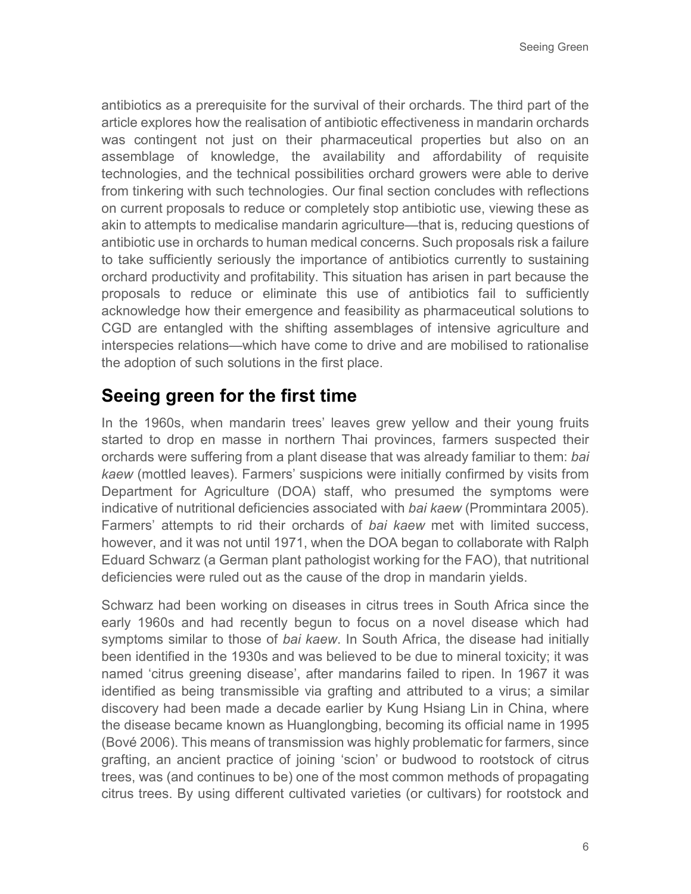antibiotics as a prerequisite for the survival of their orchards. The third part of the article explores how the realisation of antibiotic effectiveness in mandarin orchards was contingent not just on their pharmaceutical properties but also on an assemblage of knowledge, the availability and affordability of requisite technologies, and the technical possibilities orchard growers were able to derive from tinkering with such technologies. Our final section concludes with reflections on current proposals to reduce or completely stop antibiotic use, viewing these as akin to attempts to medicalise mandarin agriculture—that is, reducing questions of antibiotic use in orchards to human medical concerns. Such proposals risk a failure to take sufficiently seriously the importance of antibiotics currently to sustaining orchard productivity and profitability. This situation has arisen in part because the proposals to reduce or eliminate this use of antibiotics fail to sufficiently acknowledge how their emergence and feasibility as pharmaceutical solutions to CGD are entangled with the shifting assemblages of intensive agriculture and interspecies relations—which have come to drive and are mobilised to rationalise the adoption of such solutions in the first place.

## Seeing green for the first time

In the 1960s, when mandarin trees' leaves grew yellow and their young fruits started to drop en masse in northern Thai provinces, farmers suspected their orchards were suffering from a plant disease that was already familiar to them: *bai kaew* (mottled leaves). Farmers' suspicions were initially confirmed by visits from Department for Agriculture (DOA) staff, who presumed the symptoms were indicative of nutritional deficiencies associated with *bai kaew* (Prommintara 2005). Farmers' attempts to rid their orchards of *bai kaew* met with limited success, however, and it was not until 1971, when the DOA began to collaborate with Ralph Eduard Schwarz (a German plant pathologist working for the FAO), that nutritional deficiencies were ruled out as the cause of the drop in mandarin yields.

Schwarz had been working on diseases in citrus trees in South Africa since the early 1960s and had recently begun to focus on a novel disease which had symptoms similar to those of *bai kaew*. In South Africa, the disease had initially been identified in the 1930s and was believed to be due to mineral toxicity; it was named 'citrus greening disease', after mandarins failed to ripen. In 1967 it was identified as being transmissible via grafting and attributed to a virus; a similar discovery had been made a decade earlier by Kung Hsiang Lin in China, where the disease became known as Huanglongbing, becoming its official name in 1995 (Bové 2006). This means of transmission was highly problematic for farmers, since grafting, an ancient practice of joining 'scion' or budwood to rootstock of citrus trees, was (and continues to be) one of the most common methods of propagating citrus trees. By using different cultivated varieties (or cultivars) for rootstock and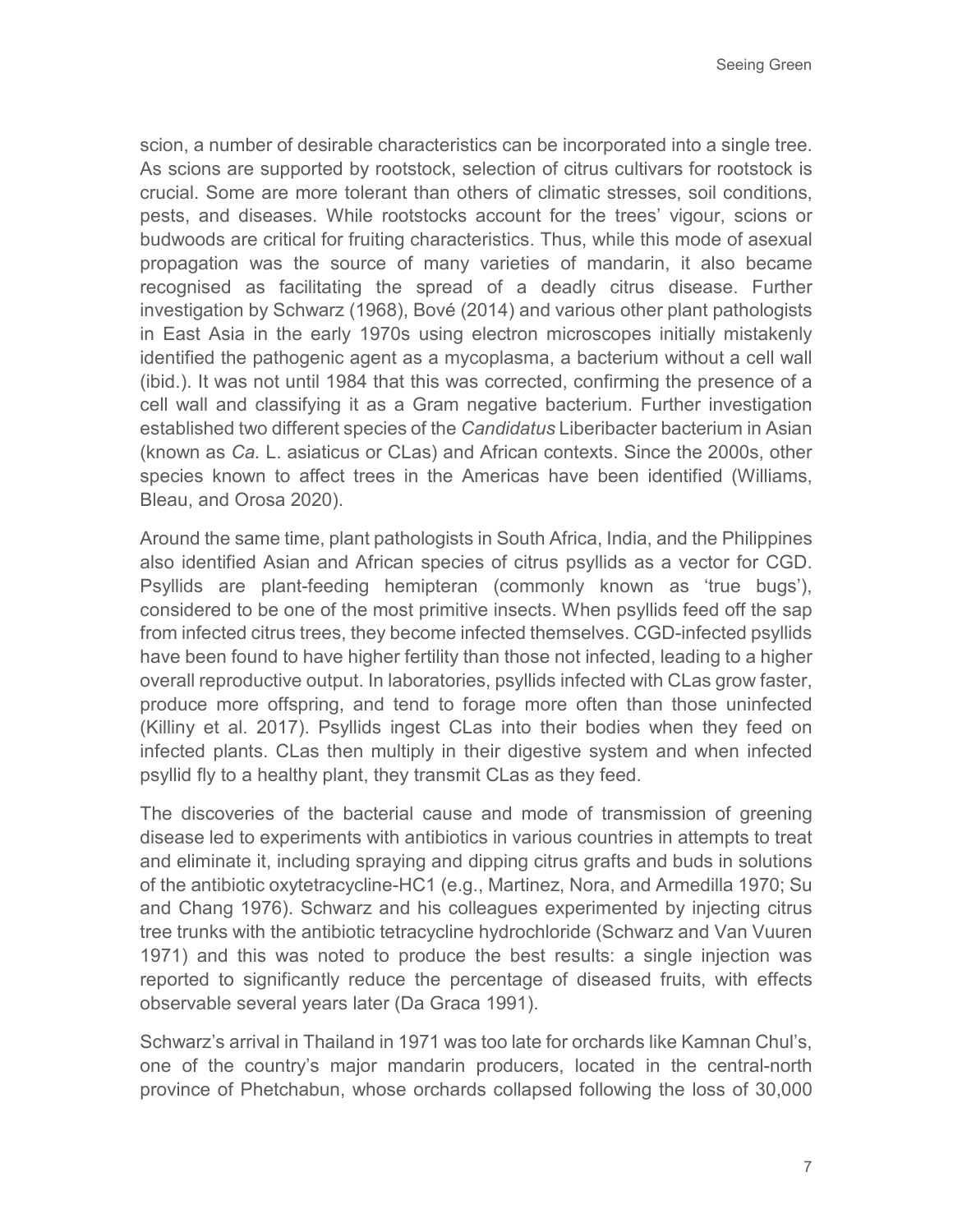scion, a number of desirable characteristics can be incorporated into a single tree. As scions are supported by rootstock, selection of citrus cultivars for rootstock is crucial. Some are more tolerant than others of climatic stresses, soil conditions, pests, and diseases. While rootstocks account for the trees' vigour, scions or budwoods are critical for fruiting characteristics. Thus, while this mode of asexual propagation was the source of many varieties of mandarin, it also became recognised as facilitating the spread of a deadly citrus disease. Further investigation by Schwarz (1968), Bové (2014) and various other plant pathologists in East Asia in the early 1970s using electron microscopes initially mistakenly identified the pathogenic agent as a mycoplasma, a bacterium without a cell wall (ibid.). It was not until 1984 that this was corrected, confirming the presence of a cell wall and classifying it as a Gram negative bacterium. Further investigation established two different species of the *Candidatus* Liberibacter bacterium in Asian (known as *Ca.* L. asiaticus or CLas) and African contexts. Since the 2000s, other species known to affect trees in the Americas have been identified (Williams, Bleau, and Orosa 2020).

Around the same time, plant pathologists in South Africa, India, and the Philippines also identified Asian and African species of citrus psyllids as a vector for CGD. Psyllids are plant-feeding hemipteran (commonly known as 'true bugs'), considered to be one of the most primitive insects. When psyllids feed off the sap from infected citrus trees, they become infected themselves. CGD-infected psyllids have been found to have higher fertility than those not infected, leading to a higher overall reproductive output. In laboratories, psyllids infected with CLas grow faster, produce more offspring, and tend to forage more often than those uninfected (Killiny et al. 2017). Psyllids ingest CLas into their bodies when they feed on infected plants. CLas then multiply in their digestive system and when infected psyllid fly to a healthy plant, they transmit CLas as they feed.

The discoveries of the bacterial cause and mode of transmission of greening disease led to experiments with antibiotics in various countries in attempts to treat and eliminate it, including spraying and dipping citrus grafts and buds in solutions of the antibiotic oxytetracycline-HC1 (e.g., Martinez, Nora, and Armedilla 1970; Su and Chang 1976). Schwarz and his colleagues experimented by injecting citrus tree trunks with the antibiotic tetracycline hydrochloride (Schwarz and Van Vuuren 1971) and this was noted to produce the best results: a single injection was reported to significantly reduce the percentage of diseased fruits, with effects observable several years later (Da Graca 1991).

Schwarz's arrival in Thailand in 1971 was too late for orchards like Kamnan Chul's, one of the country's major mandarin producers, located in the central-north province of Phetchabun, whose orchards collapsed following the loss of 30,000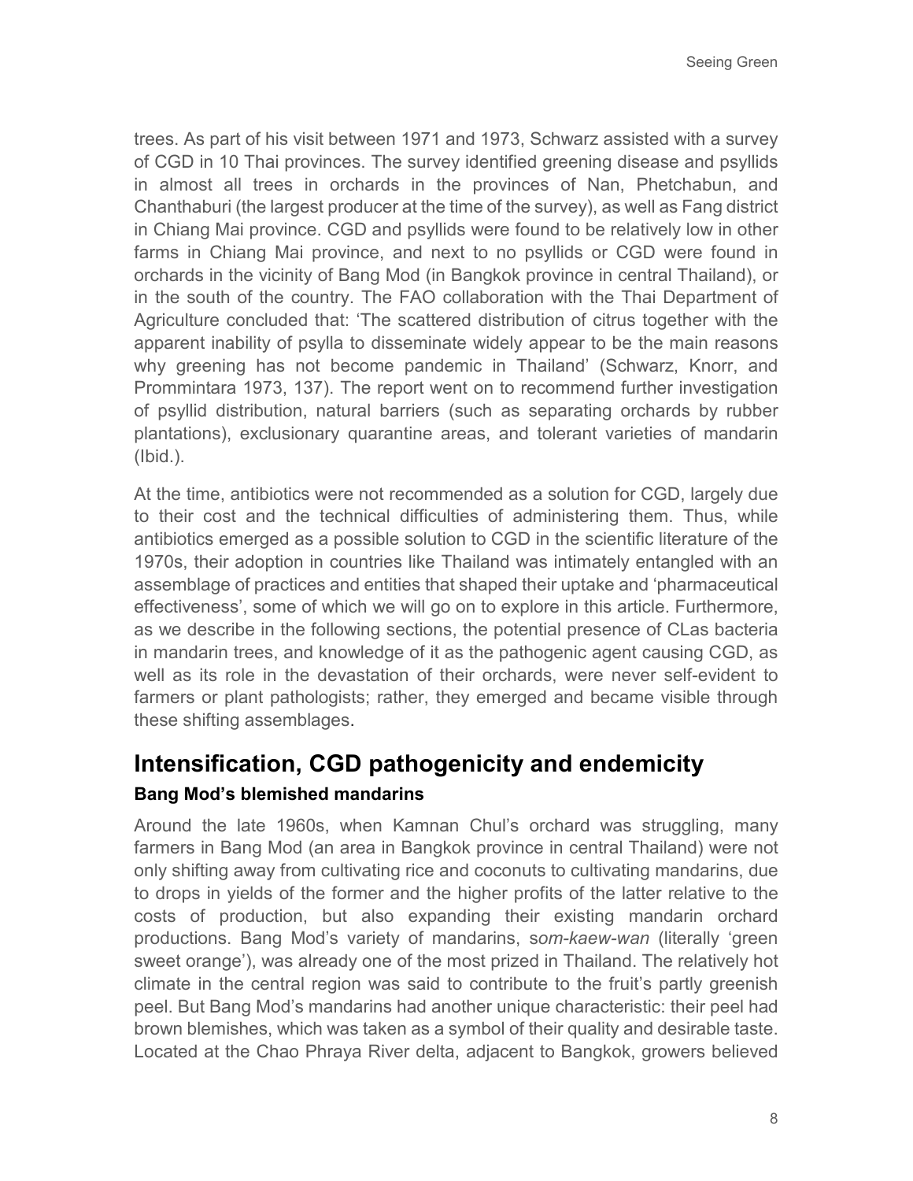trees. As part of his visit between 1971 and 1973, Schwarz assisted with a survey of CGD in 10 Thai provinces. The survey identified greening disease and psyllids in almost all trees in orchards in the provinces of Nan, Phetchabun, and Chanthaburi (the largest producer at the time of the survey), as well as Fang district in Chiang Mai province. CGD and psyllids were found to be relatively low in other farms in Chiang Mai province, and next to no psyllids or CGD were found in orchards in the vicinity of Bang Mod (in Bangkok province in central Thailand), or in the south of the country. The FAO collaboration with the Thai Department of Agriculture concluded that: 'The scattered distribution of citrus together with the apparent inability of psylla to disseminate widely appear to be the main reasons why greening has not become pandemic in Thailand' (Schwarz, Knorr, and Prommintara 1973, 137). The report went on to recommend further investigation of psyllid distribution, natural barriers (such as separating orchards by rubber plantations), exclusionary quarantine areas, and tolerant varieties of mandarin (Ibid.).

At the time, antibiotics were not recommended as a solution for CGD, largely due to their cost and the technical difficulties of administering them. Thus, while antibiotics emerged as a possible solution to CGD in the scientific literature of the 1970s, their adoption in countries like Thailand was intimately entangled with an assemblage of practices and entities that shaped their uptake and 'pharmaceutical effectiveness', some of which we will go on to explore in this article. Furthermore, as we describe in the following sections, the potential presence of CLas bacteria in mandarin trees, and knowledge of it as the pathogenic agent causing CGD, as well as its role in the devastation of their orchards, were never self-evident to farmers or plant pathologists; rather, they emerged and became visible through these shifting assemblages.

## Intensification, CGD pathogenicity and endemicity

### Bang Mod's blemished mandarins

Around the late 1960s, when Kamnan Chul's orchard was struggling, many farmers in Bang Mod (an area in Bangkok province in central Thailand) were not only shifting away from cultivating rice and coconuts to cultivating mandarins, due to drops in yields of the former and the higher profits of the latter relative to the costs of production, but also expanding their existing mandarin orchard productions. Bang Mod's variety of mandarins, *som-kaew-wan* (literally 'green sweet orange'), was already one of the most prized in Thailand. The relatively hot climate in the central region was said to contribute to the fruit's partly greenish peel. But Bang Mod's mandarins had another unique characteristic: their peel had brown blemishes, which was taken as a symbol of their quality and desirable taste. Located at the Chao Phraya River delta, adjacent to Bangkok, growers believed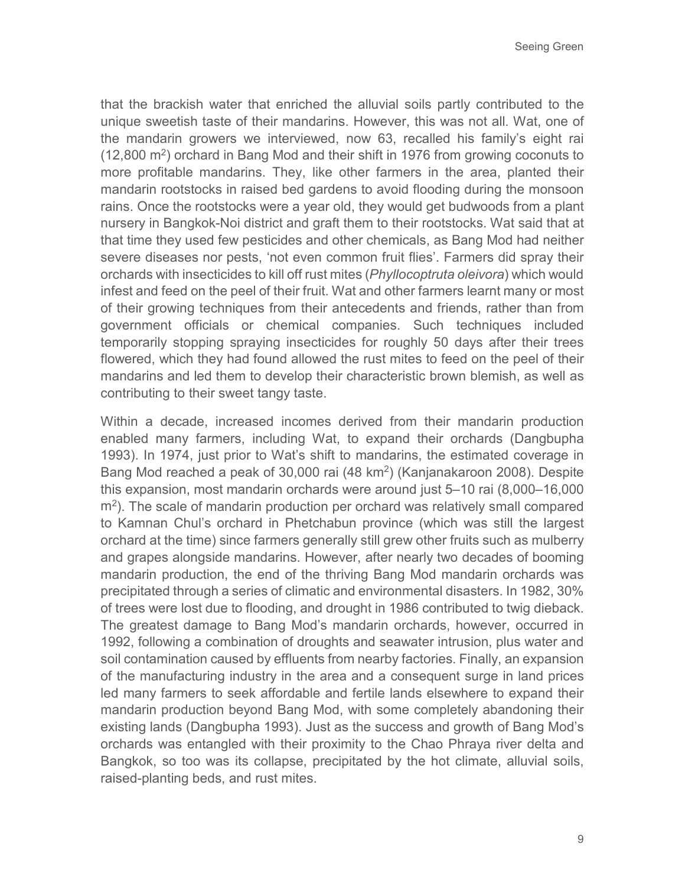that the brackish water that enriched the alluvial soils partly contributed to the unique sweetish taste of their mandarins. However, this was not all. Wat, one of the mandarin growers we interviewed, now 63, recalled his family's eight rai (12,800 $m^2$) orchard in Bang Mod and their shift in 1976 from growing coconuts to more profitable mandarins. They, like other farmers in the area, planted their mandarin rootstocks in raised bed gardens to avoid flooding during the monsoon rains. Once the rootstocks were a year old, they would get budwoods from a plant nursery in Bangkok-Noi district and graft them to their rootstocks. Wat said that at that time they used few pesticides and other chemicals, as Bang Mod had neither severe diseases nor pests, 'not even common fruit flies'. Farmers did spray their orchards with insecticides to kill off rust mites (*Phyllocoptruta oleivora*) which would infest and feed on the peel of their fruit. Wat and other farmers learnt many or most of their growing techniques from their antecedents and friends, rather than from government officials or chemical companies. Such techniques included temporarily stopping spraying insecticides for roughly 50 days after their trees flowered, which they had found allowed the rust mites to feed on the peel of their mandarins and led them to develop their characteristic brown blemish, as well as contributing to their sweet tangy taste.

Within a decade, increased incomes derived from their mandarin production enabled many farmers, including Wat, to expand their orchards (Dangbupha 1993). In 1974, just prior to Wat's shift to mandarins, the estimated coverage in Bang Mod reached a peak of 30,000 rai (48 $km^2$) (Kanjanakaroon 2008). Despite this expansion, most mandarin orchards were around just 5–10 rai (8,000–16,000 $m^2$). The scale of mandarin production per orchard was relatively small compared to Kamnan Chul's orchard in Phetchabun province (which was still the largest orchard at the time) since farmers generally still grew other fruits such as mulberry and grapes alongside mandarins. However, after nearly two decades of booming mandarin production, the end of the thriving Bang Mod mandarin orchards was precipitated through a series of climatic and environmental disasters. In 1982, 30% of trees were lost due to flooding, and drought in 1986 contributed to twig dieback. The greatest damage to Bang Mod's mandarin orchards, however, occurred in 1992, following a combination of droughts and seawater intrusion, plus water and soil contamination caused by effluents from nearby factories. Finally, an expansion of the manufacturing industry in the area and a consequent surge in land prices led many farmers to seek affordable and fertile lands elsewhere to expand their mandarin production beyond Bang Mod, with some completely abandoning their existing lands (Dangbupha 1993). Just as the success and growth of Bang Mod's orchards was entangled with their proximity to the Chao Phraya river delta and Bangkok, so too was its collapse, precipitated by the hot climate, alluvial soils, raised-planting beds, and rust mites.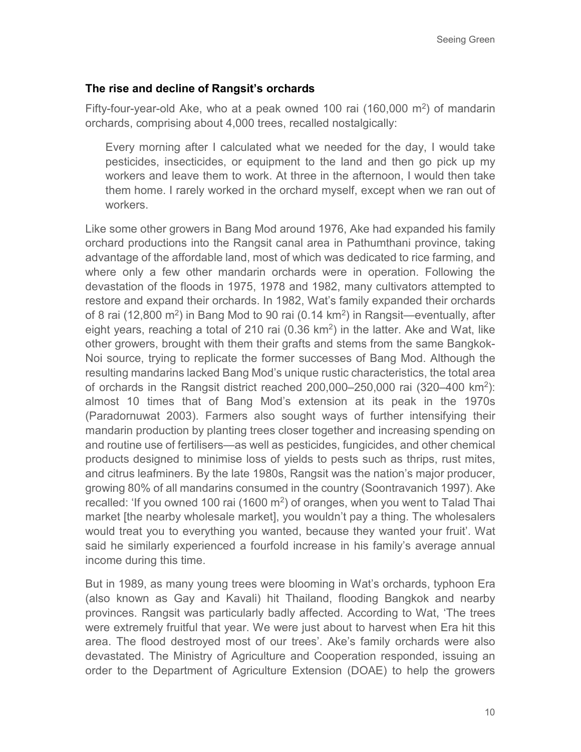### The rise and decline of Rangsit's orchards

Fifty-four-year-old Ake, who at a peak owned 100 rai (160,000 $m^2$) of mandarin orchards, comprising about 4,000 trees, recalled nostalgically:

> Every morning after I calculated what we needed for the day, I would take pesticides, insecticides, or equipment to the land and then go pick up my workers and leave them to work. At three in the afternoon, I would then take them home. I rarely worked in the orchard myself, except when we ran out of workers.

Like some other growers in Bang Mod around 1976, Ake had expanded his family orchard productions into the Rangsit canal area in Pathumthani province, taking advantage of the affordable land, most of which was dedicated to rice farming, and where only a few other mandarin orchards were in operation. Following the devastation of the floods in 1975, 1978 and 1982, many cultivators attempted to restore and expand their orchards. In 1982, Wat's family expanded their orchards of 8 rai (12,800 $m^2$) in Bang Mod to 90 rai (0.14 $km^2$) in Rangsit—eventually, after eight years, reaching a total of 210 rai (0.36 $km^2$) in the latter. Ake and Wat, like other growers, brought with them their grafts and stems from the same Bangkok-Noi source, trying to replicate the former successes of Bang Mod. Although the resulting mandarins lacked Bang Mod's unique rustic characteristics, the total area of orchards in the Rangsit district reached 200,000–250,000 rai (320–400 $km^2$): almost 10 times that of Bang Mod's extension at its peak in the 1970s (Paradornuwat 2003). Farmers also sought ways of further intensifying their mandarin production by planting trees closer together and increasing spending on and routine use of fertilisers—as well as pesticides, fungicides, and other chemical products designed to minimise loss of yields to pests such as thrips, rust mites, and citrus leafminers. By the late 1980s, Rangsit was the nation's major producer, growing 80% of all mandarins consumed in the country (Soontravanich 1997). Ake recalled: 'If you owned 100 rai (1600 $m^2$) of oranges, when you went to Talad Thai market [the nearby wholesale market], you wouldn't pay a thing. The wholesalers would treat you to everything you wanted, because they wanted your fruit'. Wat said he similarly experienced a fourfold increase in his family's average annual income during this time.

But in 1989, as many young trees were blooming in Wat's orchards, typhoon Era (also known as Gay and Kavali) hit Thailand, flooding Bangkok and nearby provinces. Rangsit was particularly badly affected. According to Wat, 'The trees were extremely fruitful that year. We were just about to harvest when Era hit this area. The flood destroyed most of our trees'. Ake's family orchards were also devastated. The Ministry of Agriculture and Cooperation responded, issuing an order to the Department of Agriculture Extension (DOAE) to help the growers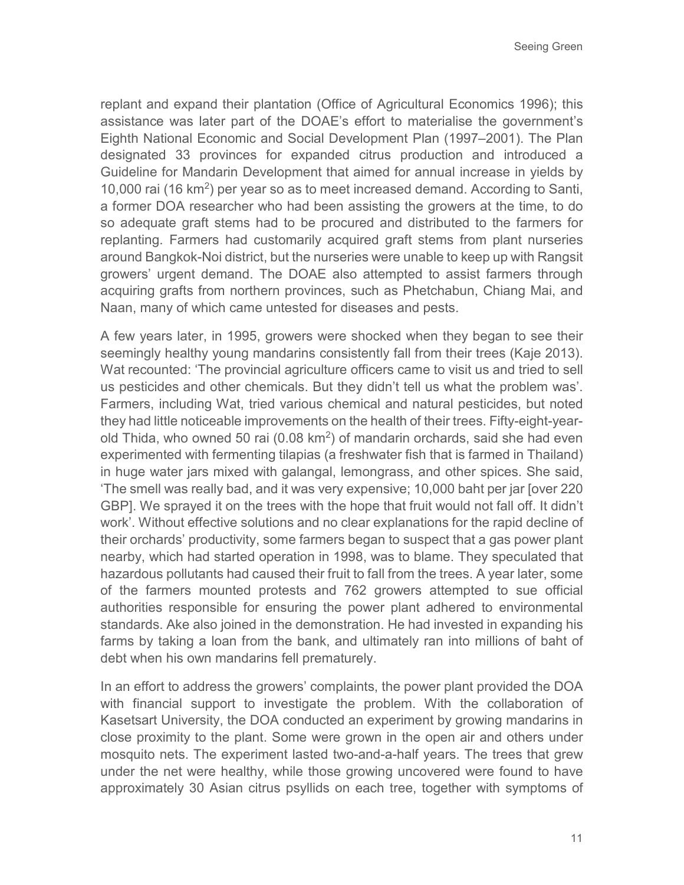replant and expand their plantation (Office of Agricultural Economics 1996); this assistance was later part of the DOAE's effort to materialise the government's Eighth National Economic and Social Development Plan (1997–2001). The Plan designated 33 provinces for expanded citrus production and introduced a Guideline for Mandarin Development that aimed for annual increase in yields by 10,000 rai (16 km$^2$) per year so as to meet increased demand. According to Santi, a former DOA researcher who had been assisting the growers at the time, to do so adequate graft stems had to be procured and distributed to the farmers for replanting. Farmers had customarily acquired graft stems from plant nurseries around Bangkok-Noi district, but the nurseries were unable to keep up with Rangsit growers' urgent demand. The DOAE also attempted to assist farmers through acquiring grafts from northern provinces, such as Phetchabun, Chiang Mai, and Naan, many of which came untested for diseases and pests.

A few years later, in 1995, growers were shocked when they began to see their seemingly healthy young mandarins consistently fall from their trees (Kaje 2013). Wat recounted: 'The provincial agriculture officers came to visit us and tried to sell us pesticides and other chemicals. But they didn't tell us what the problem was'. Farmers, including Wat, tried various chemical and natural pesticides, but noted they had little noticeable improvements on the health of their trees. Fifty-eight-year-old Thida, who owned 50 rai (0.08 km$^2$) of mandarin orchards, said she had even experimented with fermenting tilapias (a freshwater fish that is farmed in Thailand) in huge water jars mixed with galangal, lemongrass, and other spices. She said, 'The smell was really bad, and it was very expensive; 10,000 baht per jar [over 220 GBP]. We sprayed it on the trees with the hope that fruit would not fall off. It didn't work'. Without effective solutions and no clear explanations for the rapid decline of their orchards' productivity, some farmers began to suspect that a gas power plant nearby, which had started operation in 1998, was to blame. They speculated that hazardous pollutants had caused their fruit to fall from the trees. A year later, some of the farmers mounted protests and 762 growers attempted to sue official authorities responsible for ensuring the power plant adhered to environmental standards. Ake also joined in the demonstration. He had invested in expanding his farms by taking a loan from the bank, and ultimately ran into millions of baht of debt when his own mandarins fell prematurely.

In an effort to address the growers' complaints, the power plant provided the DOA with financial support to investigate the problem. With the collaboration of Kasetsart University, the DOA conducted an experiment by growing mandarins in close proximity to the plant. Some were grown in the open air and others under mosquito nets. The experiment lasted two-and-a-half years. The trees that grew under the net were healthy, while those growing uncovered were found to have approximately 30 Asian citrus psyllids on each tree, together with symptoms of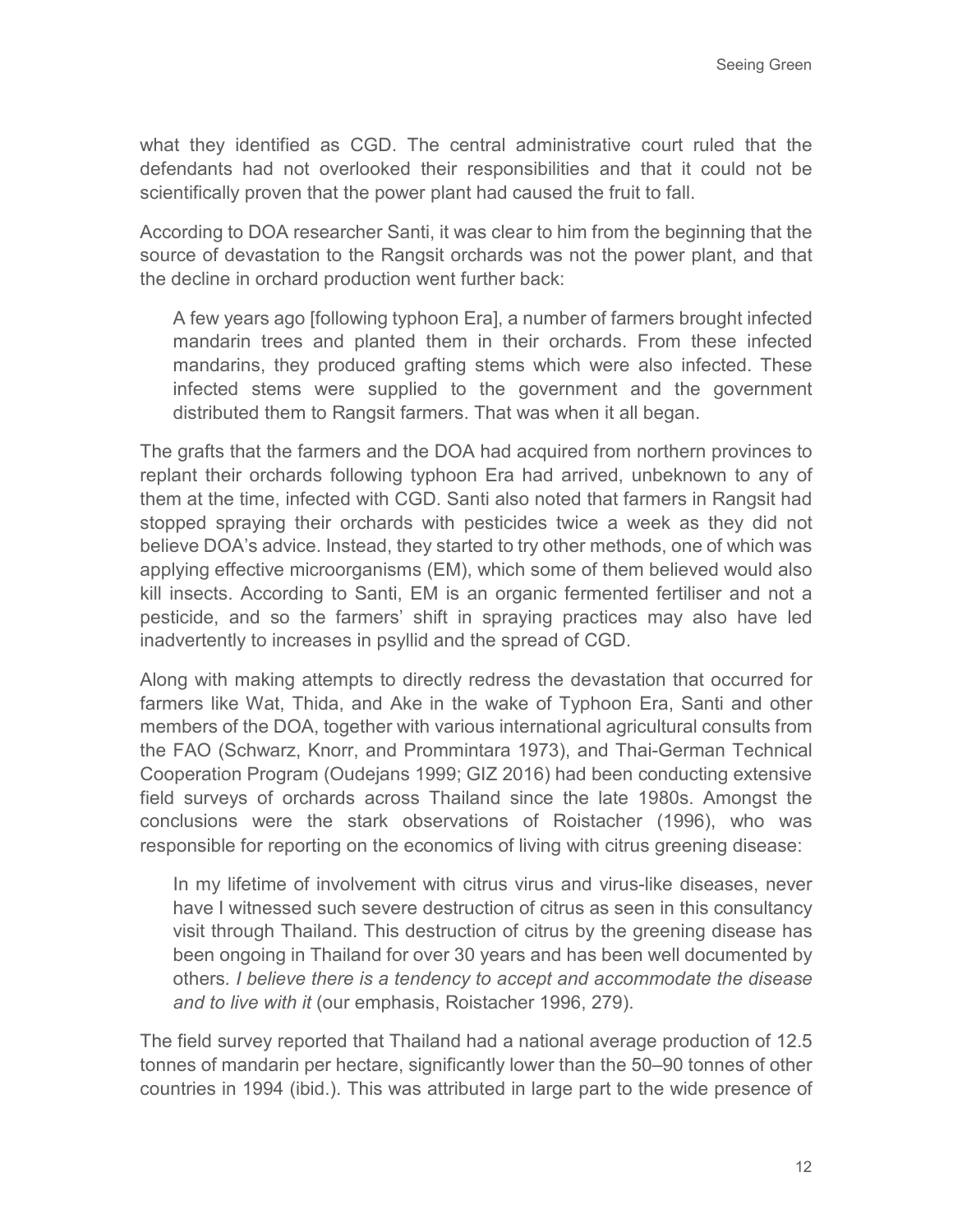what they identified as CGD. The central administrative court ruled that the defendants had not overlooked their responsibilities and that it could not be scientifically proven that the power plant had caused the fruit to fall.

According to DOA researcher Santi, it was clear to him from the beginning that the source of devastation to the Rangsit orchards was not the power plant, and that the decline in orchard production went further back:

> A few years ago [following typhoon Era], a number of farmers brought infected mandarin trees and planted them in their orchards. From these infected mandarins, they produced grafting stems which were also infected. These infected stems were supplied to the government and the government distributed them to Rangsit farmers. That was when it all began.

The grafts that the farmers and the DOA had acquired from northern provinces to replant their orchards following typhoon Era had arrived, unbeknown to any of them at the time, infected with CGD. Santi also noted that farmers in Rangsit had stopped spraying their orchards with pesticides twice a week as they did not believe DOA's advice. Instead, they started to try other methods, one of which was applying effective microorganisms (EM), which some of them believed would also kill insects. According to Santi, EM is an organic fermented fertiliser and not a pesticide, and so the farmers' shift in spraying practices may also have led inadvertently to increases in psyllid and the spread of CGD.

Along with making attempts to directly redress the devastation that occurred for farmers like Wat, Thida, and Ake in the wake of Typhoon Era, Santi and other members of the DOA, together with various international agricultural consults from the FAO (Schwarz, Knorr, and Prommintara 1973), and Thai-German Technical Cooperation Program (Oudejans 1999; GIZ 2016) had been conducting extensive field surveys of orchards across Thailand since the late 1980s. Amongst the conclusions were the stark observations of Roistacher (1996), who was responsible for reporting on the economics of living with citrus greening disease:

> In my lifetime of involvement with citrus virus and virus-like diseases, never have I witnessed such severe destruction of citrus as seen in this consultancy visit through Thailand. This destruction of citrus by the greening disease has been ongoing in Thailand for over 30 years and has been well documented by others. *I believe there is a tendency to accept and accommodate the disease and to live with it* (our emphasis, Roistacher 1996, 279).

The field survey reported that Thailand had a national average production of 12.5 tonnes of mandarin per hectare, significantly lower than the 50–90 tonnes of other countries in 1994 (ibid.). This was attributed in large part to the wide presence of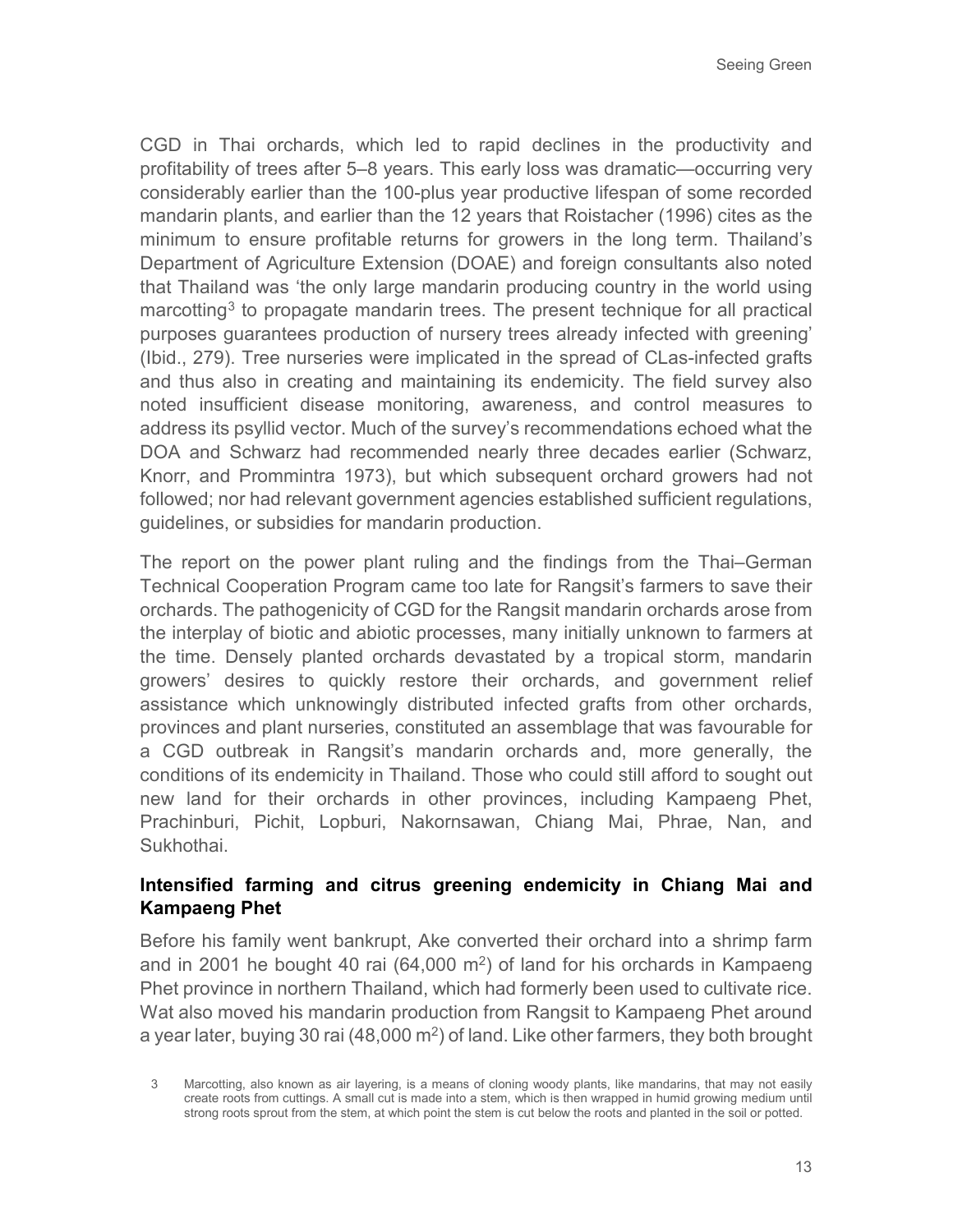CGD in Thai orchards, which led to rapid declines in the productivity and profitability of trees after 5–8 years. This early loss was dramatic—occurring very considerably earlier than the 100-plus year productive lifespan of some recorded mandarin plants, and earlier than the 12 years that Roistacher (1996) cites as the minimum to ensure profitable returns for growers in the long term. Thailand's Department of Agriculture Extension (DOAE) and foreign consultants also noted that Thailand was 'the only large mandarin producing country in the world using marcotting[3] to propagate mandarin trees. The present technique for all practical purposes guarantees production of nursery trees already infected with greening' (Ibid., 279). Tree nurseries were implicated in the spread of CLas-infected grafts and thus also in creating and maintaining its endemicity. The field survey also noted insufficient disease monitoring, awareness, and control measures to address its psyllid vector. Much of the survey's recommendations echoed what the DOA and Schwarz had recommended nearly three decades earlier (Schwarz, Knorr, and Prommintra 1973), but which subsequent orchard growers had not followed; nor had relevant government agencies established sufficient regulations, guidelines, or subsidies for mandarin production.

The report on the power plant ruling and the findings from the Thai–German Technical Cooperation Program came too late for Rangsit's farmers to save their orchards. The pathogenicity of CGD for the Rangsit mandarin orchards arose from the interplay of biotic and abiotic processes, many initially unknown to farmers at the time. Densely planted orchards devastated by a tropical storm, mandarin growers' desires to quickly restore their orchards, and government relief assistance which unknowingly distributed infected grafts from other orchards, provinces and plant nurseries, constituted an assemblage that was favourable for a CGD outbreak in Rangsit's mandarin orchards and, more generally, the conditions of its endemicity in Thailand. Those who could still afford to sought out new land for their orchards in other provinces, including Kampaeng Phet, Prachinburi, Pichit, Lopburi, Nakornsawan, Chiang Mai, Phrae, Nan, and Sukhothai.

### Intensified farming and citrus greening endemicity in Chiang Mai and Kampaeng Phet

Before his family went bankrupt, Ake converted their orchard into a shrimp farm and in 2001 he bought 40 rai (64,000 $m^2$) of land for his orchards in Kampaeng Phet province in northern Thailand, which had formerly been used to cultivate rice. Wat also moved his mandarin production from Rangsit to Kampaeng Phet around a year later, buying 30 rai (48,000 $m^2$) of land. Like other farmers, they both brought

[3] Marcotting, also known as air layering, is a means of cloning woody plants, like mandarins, that may not easily create roots from cuttings. A small cut is made into a stem, which is then wrapped in humid growing medium until strong roots sprout from the stem, at which point the stem is cut below the roots and planted in the soil or potted.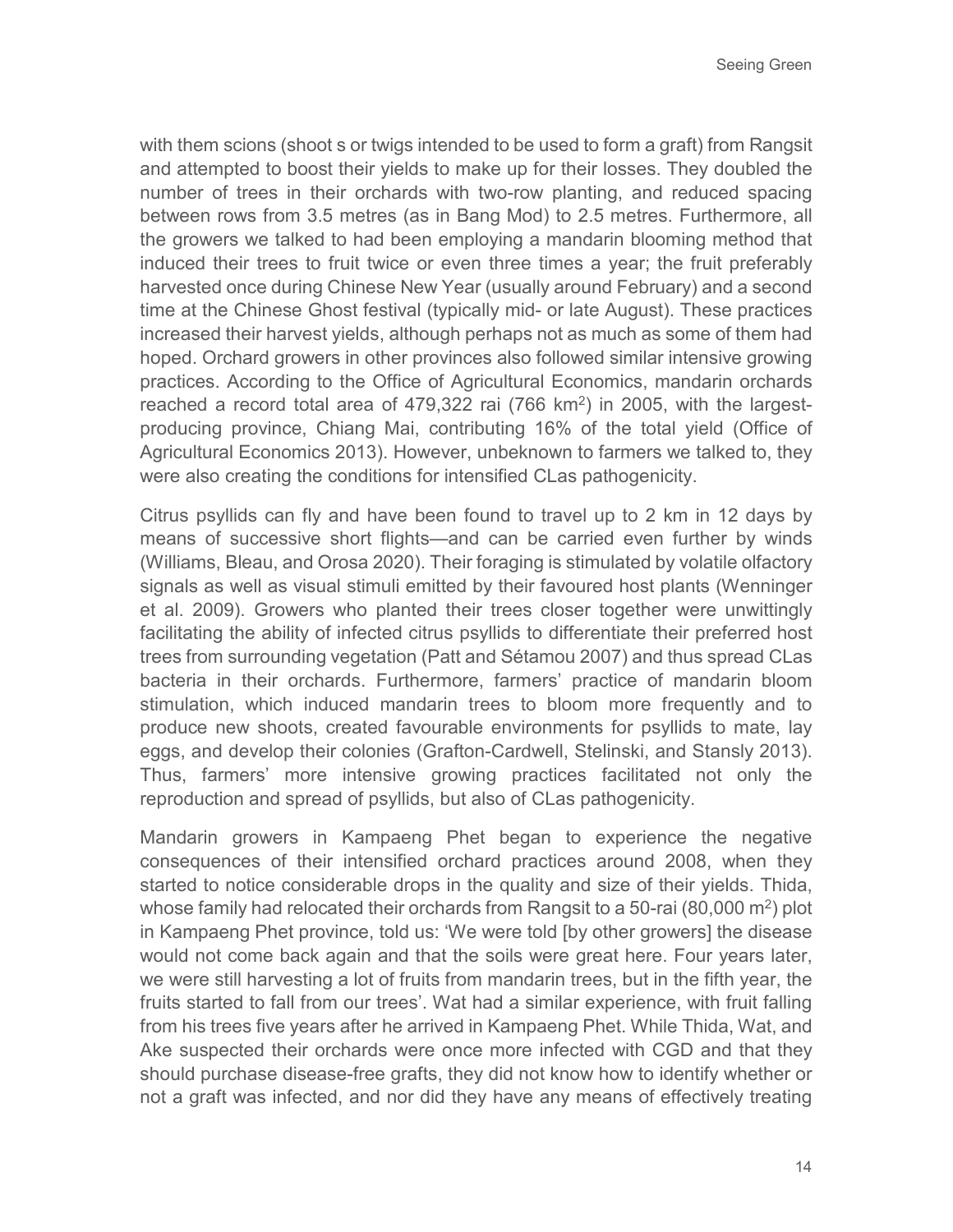with them scions (shoot s or twigs intended to be used to form a graft) from Rangsit and attempted to boost their yields to make up for their losses. They doubled the number of trees in their orchards with two-row planting, and reduced spacing between rows from 3.5 metres (as in Bang Mod) to 2.5 metres. Furthermore, all the growers we talked to had been employing a mandarin blooming method that induced their trees to fruit twice or even three times a year; the fruit preferably harvested once during Chinese New Year (usually around February) and a second time at the Chinese Ghost festival (typically mid- or late August). These practices increased their harvest yields, although perhaps not as much as some of them had hoped. Orchard growers in other provinces also followed similar intensive growing practices. According to the Office of Agricultural Economics, mandarin orchards reached a record total area of 479,322 rai (766 km$^2$) in 2005, with the largest-producing province, Chiang Mai, contributing 16% of the total yield (Office of Agricultural Economics 2013). However, unbeknown to farmers we talked to, they were also creating the conditions for intensified CLas pathogenicity.

Citrus psyllids can fly and have been found to travel up to 2 km in 12 days by means of successive short flights—and can be carried even further by winds (Williams, Bleau, and Orosa 2020). Their foraging is stimulated by volatile olfactory signals as well as visual stimuli emitted by their favoured host plants (Wenninger et al. 2009). Growers who planted their trees closer together were unwittingly facilitating the ability of infected citrus psyllids to differentiate their preferred host trees from surrounding vegetation (Patt and Sétamou 2007) and thus spread CLas bacteria in their orchards. Furthermore, farmers' practice of mandarin bloom stimulation, which induced mandarin trees to bloom more frequently and to produce new shoots, created favourable environments for psyllids to mate, lay eggs, and develop their colonies (Grafton-Cardwell, Stelinski, and Stansly 2013). Thus, farmers' more intensive growing practices facilitated not only the reproduction and spread of psyllids, but also of CLas pathogenicity.

Mandarin growers in Kampaeng Phet began to experience the negative consequences of their intensified orchard practices around 2008, when they started to notice considerable drops in the quality and size of their yields. Thida, whose family had relocated their orchards from Rangsit to a 50-rai (80,000 m$^2$) plot in Kampaeng Phet province, told us: 'We were told [by other growers] the disease would not come back again and that the soils were great here. Four years later, we were still harvesting a lot of fruits from mandarin trees, but in the fifth year, the fruits started to fall from our trees'. Wat had a similar experience, with fruit falling from his trees five years after he arrived in Kampaeng Phet. While Thida, Wat, and Ake suspected their orchards were once more infected with CGD and that they should purchase disease-free grafts, they did not know how to identify whether or not a graft was infected, and nor did they have any means of effectively treating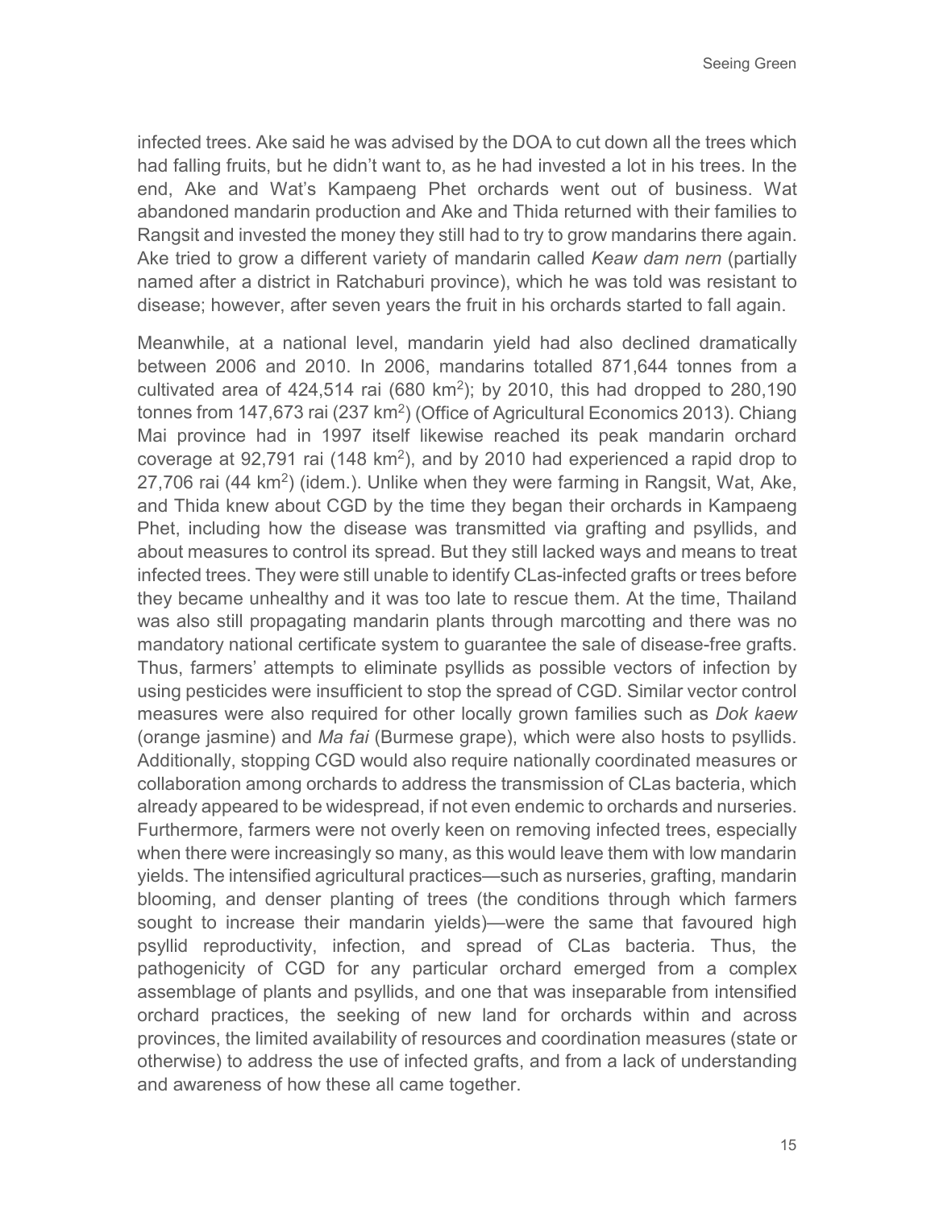infected trees. Ake said he was advised by the DOA to cut down all the trees which had falling fruits, but he didn't want to, as he had invested a lot in his trees. In the end, Ake and Wat's Kampaeng Phet orchards went out of business. Wat abandoned mandarin production and Ake and Thida returned with their families to Rangsit and invested the money they still had to try to grow mandarins there again. Ake tried to grow a different variety of mandarin called *Keaw dam nern* (partially named after a district in Ratchaburi province), which he was told was resistant to disease; however, after seven years the fruit in his orchards started to fall again.

Meanwhile, at a national level, mandarin yield had also declined dramatically between 2006 and 2010. In 2006, mandarins totalled 871,644 tonnes from a cultivated area of 424,514 rai (680 $km^2$); by 2010, this had dropped to 280,190 tonnes from 147,673 rai (237 $km^2$) (Office of Agricultural Economics 2013). Chiang Mai province had in 1997 itself likewise reached its peak mandarin orchard coverage at 92,791 rai (148 $km^2$), and by 2010 had experienced a rapid drop to 27,706 rai (44 $km^2$) (idem.). Unlike when they were farming in Rangsit, Wat, Ake, and Thida knew about CGD by the time they began their orchards in Kampaeng Phet, including how the disease was transmitted via grafting and psyllids, and about measures to control its spread. But they still lacked ways and means to treat infected trees. They were still unable to identify CLas-infected grafts or trees before they became unhealthy and it was too late to rescue them. At the time, Thailand was also still propagating mandarin plants through marcotting and there was no mandatory national certificate system to guarantee the sale of disease-free grafts. Thus, farmers' attempts to eliminate psyllids as possible vectors of infection by using pesticides were insufficient to stop the spread of CGD. Similar vector control measures were also required for other locally grown families such as *Dok kaew* (orange jasmine) and *Ma fai* (Burmese grape), which were also hosts to psyllids. Additionally, stopping CGD would also require nationally coordinated measures or collaboration among orchards to address the transmission of CLas bacteria, which already appeared to be widespread, if not even endemic to orchards and nurseries. Furthermore, farmers were not overly keen on removing infected trees, especially when there were increasingly so many, as this would leave them with low mandarin yields. The intensified agricultural practices—such as nurseries, grafting, mandarin blooming, and denser planting of trees (the conditions through which farmers sought to increase their mandarin yields)—were the same that favoured high psyllid reproductivity, infection, and spread of CLas bacteria. Thus, the pathogenicity of CGD for any particular orchard emerged from a complex assemblage of plants and psyllids, and one that was inseparable from intensified orchard practices, the seeking of new land for orchards within and across provinces, the limited availability of resources and coordination measures (state or otherwise) to address the use of infected grafts, and from a lack of understanding and awareness of how these all came together.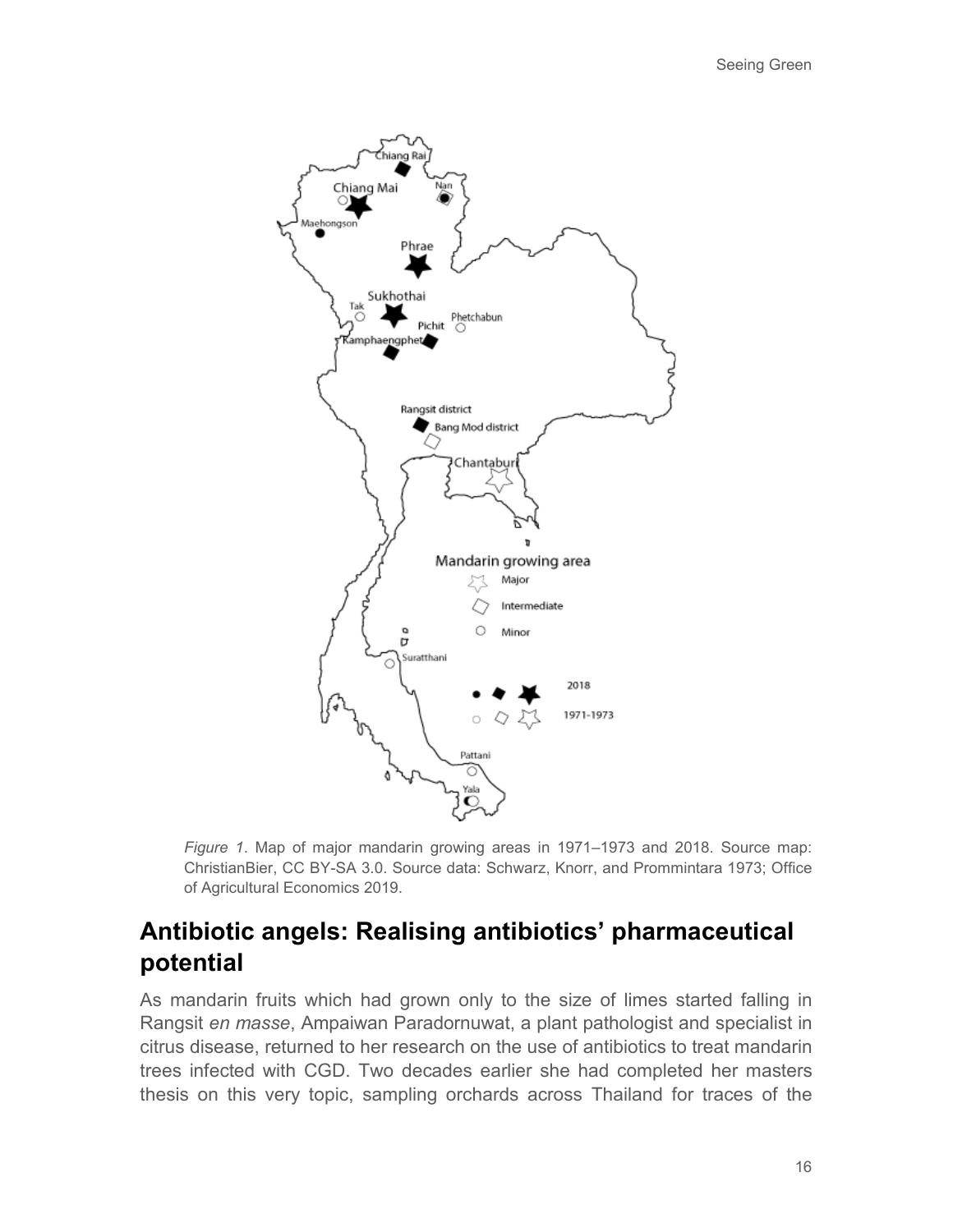*Figure 1*. Map of major mandarin growing areas in 1971–1973 and 2018. Source map: ChristianBier, CC BY-SA 3.0. Source data: Schwarz, Knorr, and Prommintara 1973; Office of Agricultural Economics 2019.

## Antibiotic angels: Realising antibiotics' pharmaceutical potential

As mandarin fruits which had grown only to the size of limes started falling in Rangsit *en masse*, Ampaiwan Paradornuwat, a plant pathologist and specialist in citrus disease, returned to her research on the use of antibiotics to treat mandarin trees infected with CGD. Two decades earlier she had completed her masters thesis on this very topic, sampling orchards across Thailand for traces of the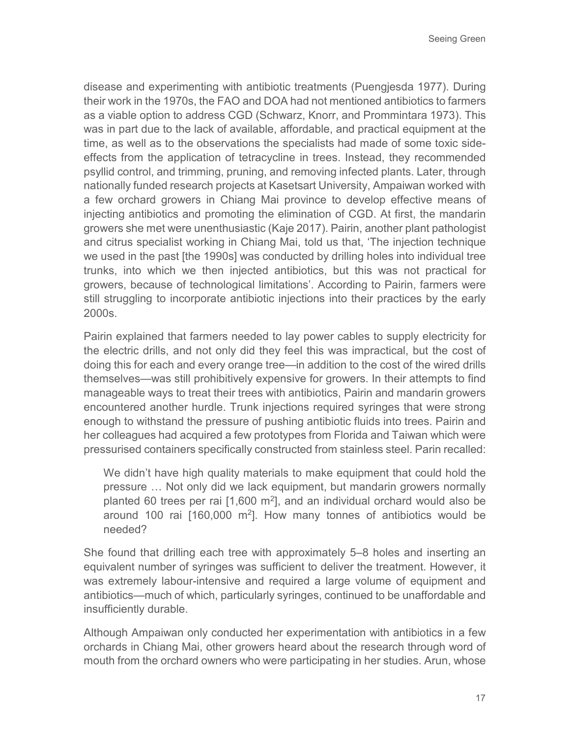disease and experimenting with antibiotic treatments (Puengjesda 1977). During their work in the 1970s, the FAO and DOA had not mentioned antibiotics to farmers as a viable option to address CGD (Schwarz, Knorr, and Prommintara 1973). This was in part due to the lack of available, affordable, and practical equipment at the time, as well as to the observations the specialists had made of some toxic side-effects from the application of tetracycline in trees. Instead, they recommended psyllid control, and trimming, pruning, and removing infected plants. Later, through nationally funded research projects at Kasetsart University, Ampaiwan worked with a few orchard growers in Chiang Mai province to develop effective means of injecting antibiotics and promoting the elimination of CGD. At first, the mandarin growers she met were unenthusiastic (Kaje 2017). Pairin, another plant pathologist and citrus specialist working in Chiang Mai, told us that, 'The injection technique we used in the past [the 1990s] was conducted by drilling holes into individual tree trunks, into which we then injected antibiotics, but this was not practical for growers, because of technological limitations'. According to Pairin, farmers were still struggling to incorporate antibiotic injections into their practices by the early 2000s.

Pairin explained that farmers needed to lay power cables to supply electricity for the electric drills, and not only did they feel this was impractical, but the cost of doing this for each and every orange tree—in addition to the cost of the wired drills themselves—was still prohibitively expensive for growers. In their attempts to find manageable ways to treat their trees with antibiotics, Pairin and mandarin growers encountered another hurdle. Trunk injections required syringes that were strong enough to withstand the pressure of pushing antibiotic fluids into trees. Pairin and her colleagues had acquired a few prototypes from Florida and Taiwan which were pressurised containers specifically constructed from stainless steel. Parin recalled:

> We didn't have high quality materials to make equipment that could hold the pressure … Not only did we lack equipment, but mandarin growers normally planted 60 trees per rai [1,600 m$^2$], and an individual orchard would also be around 100 rai [160,000 m$^2$]. How many tonnes of antibiotics would be needed?

She found that drilling each tree with approximately 5–8 holes and inserting an equivalent number of syringes was sufficient to deliver the treatment. However, it was extremely labour-intensive and required a large volume of equipment and antibiotics—much of which, particularly syringes, continued to be unaffordable and insufficiently durable.

Although Ampaiwan only conducted her experimentation with antibiotics in a few orchards in Chiang Mai, other growers heard about the research through word of mouth from the orchard owners who were participating in her studies. Arun, whose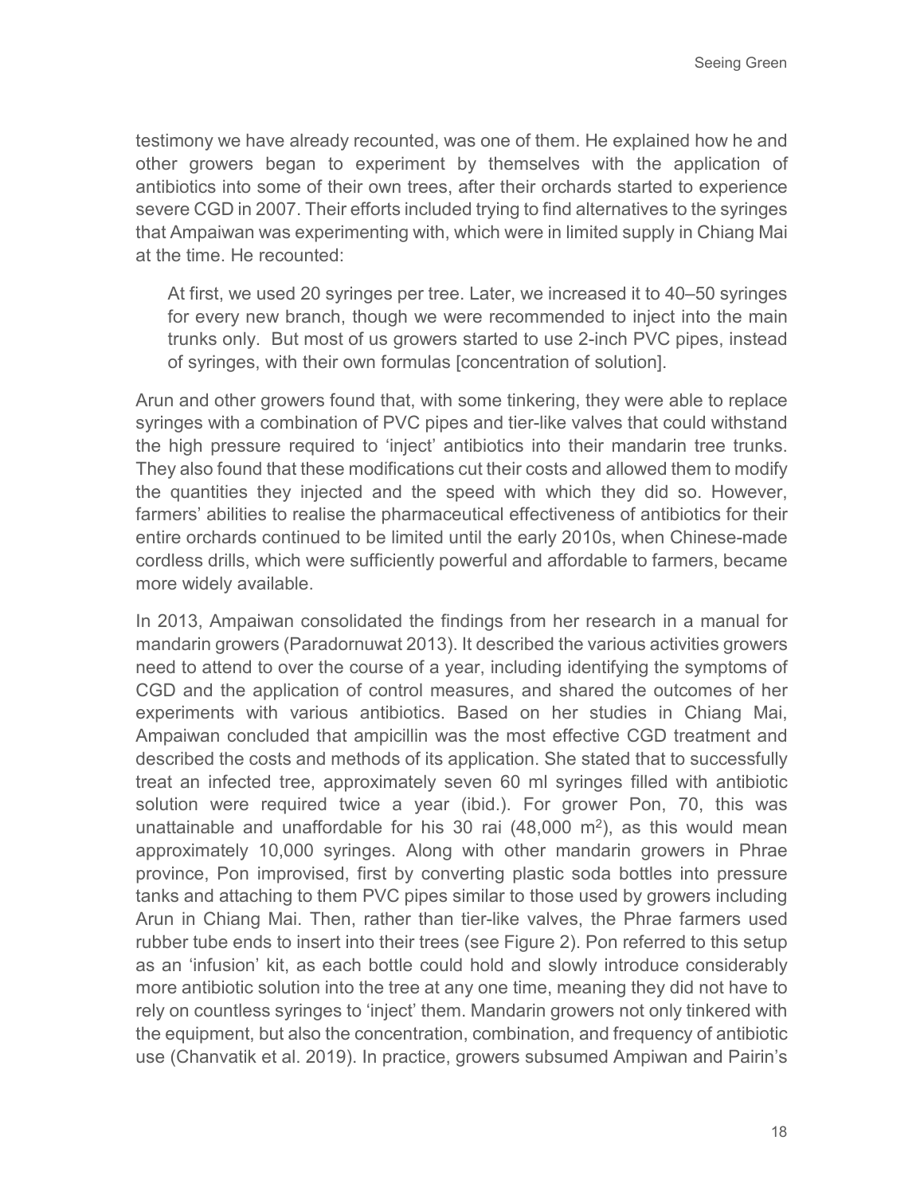testimony we have already recounted, was one of them. He explained how he and other growers began to experiment by themselves with the application of antibiotics into some of their own trees, after their orchards started to experience severe CGD in 2007. Their efforts included trying to find alternatives to the syringes that Ampaiwan was experimenting with, which were in limited supply in Chiang Mai at the time. He recounted:

> At first, we used 20 syringes per tree. Later, we increased it to 40–50 syringes for every new branch, though we were recommended to inject into the main trunks only. But most of us growers started to use 2-inch PVC pipes, instead of syringes, with their own formulas [concentration of solution].

Arun and other growers found that, with some tinkering, they were able to replace syringes with a combination of PVC pipes and tier-like valves that could withstand the high pressure required to 'inject' antibiotics into their mandarin tree trunks. They also found that these modifications cut their costs and allowed them to modify the quantities they injected and the speed with which they did so. However, farmers' abilities to realise the pharmaceutical effectiveness of antibiotics for their entire orchards continued to be limited until the early 2010s, when Chinese-made cordless drills, which were sufficiently powerful and affordable to farmers, became more widely available.

In 2013, Ampaiwan consolidated the findings from her research in a manual for mandarin growers (Paradornuwat 2013). It described the various activities growers need to attend to over the course of a year, including identifying the symptoms of CGD and the application of control measures, and shared the outcomes of her experiments with various antibiotics. Based on her studies in Chiang Mai, Ampaiwan concluded that ampicillin was the most effective CGD treatment and described the costs and methods of its application. She stated that to successfully treat an infected tree, approximately seven 60 ml syringes filled with antibiotic solution were required twice a year (ibid.). For grower Pon, 70, this was unattainable and unaffordable for his 30 rai (48,000 m$^2$), as this would mean approximately 10,000 syringes. Along with other mandarin growers in Phrae province, Pon improvised, first by converting plastic soda bottles into pressure tanks and attaching to them PVC pipes similar to those used by growers including Arun in Chiang Mai. Then, rather than tier-like valves, the Phrae farmers used rubber tube ends to insert into their trees (see Figure 2). Pon referred to this setup as an 'infusion' kit, as each bottle could hold and slowly introduce considerably more antibiotic solution into the tree at any one time, meaning they did not have to rely on countless syringes to 'inject' them. Mandarin growers not only tinkered with the equipment, but also the concentration, combination, and frequency of antibiotic use (Chanvatik et al. 2019). In practice, growers subsumed Ampiwan and Pairin's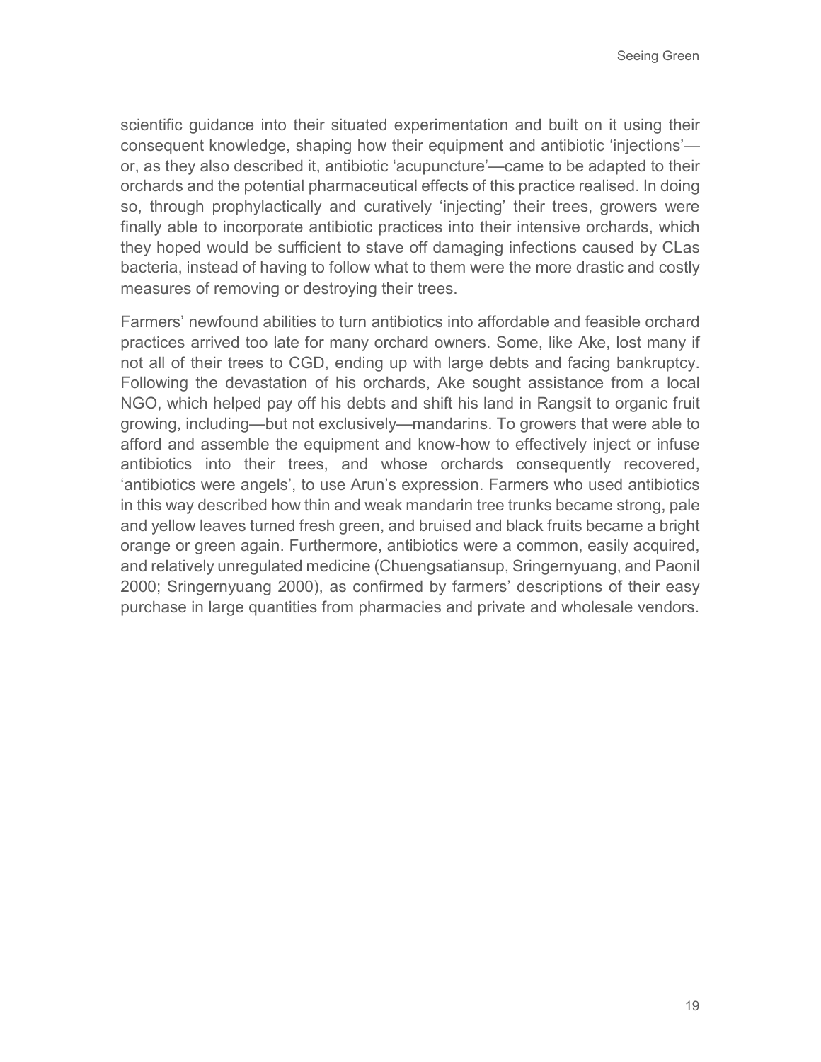scientific guidance into their situated experimentation and built on it using their consequent knowledge, shaping how their equipment and antibiotic 'injections'—or, as they also described it, antibiotic 'acupuncture'—came to be adapted to their orchards and the potential pharmaceutical effects of this practice realised. In doing so, through prophylactically and curatively 'injecting' their trees, growers were finally able to incorporate antibiotic practices into their intensive orchards, which they hoped would be sufficient to stave off damaging infections caused by CLas bacteria, instead of having to follow what to them were the more drastic and costly measures of removing or destroying their trees.

Farmers' newfound abilities to turn antibiotics into affordable and feasible orchard practices arrived too late for many orchard owners. Some, like Ake, lost many if not all of their trees to CGD, ending up with large debts and facing bankruptcy. Following the devastation of his orchards, Ake sought assistance from a local NGO, which helped pay off his debts and shift his land in Rangsit to organic fruit growing, including—but not exclusively—mandarins. To growers that were able to afford and assemble the equipment and know-how to effectively inject or infuse antibiotics into their trees, and whose orchards consequently recovered, 'antibiotics were angels', to use Arun's expression. Farmers who used antibiotics in this way described how thin and weak mandarin tree trunks became strong, pale and yellow leaves turned fresh green, and bruised and black fruits became a bright orange or green again. Furthermore, antibiotics were a common, easily acquired, and relatively unregulated medicine (Chuengsatiansup, Sringernyuang, and Paonil 2000; Sringernyuang 2000), as confirmed by farmers' descriptions of their easy purchase in large quantities from pharmacies and private and wholesale vendors.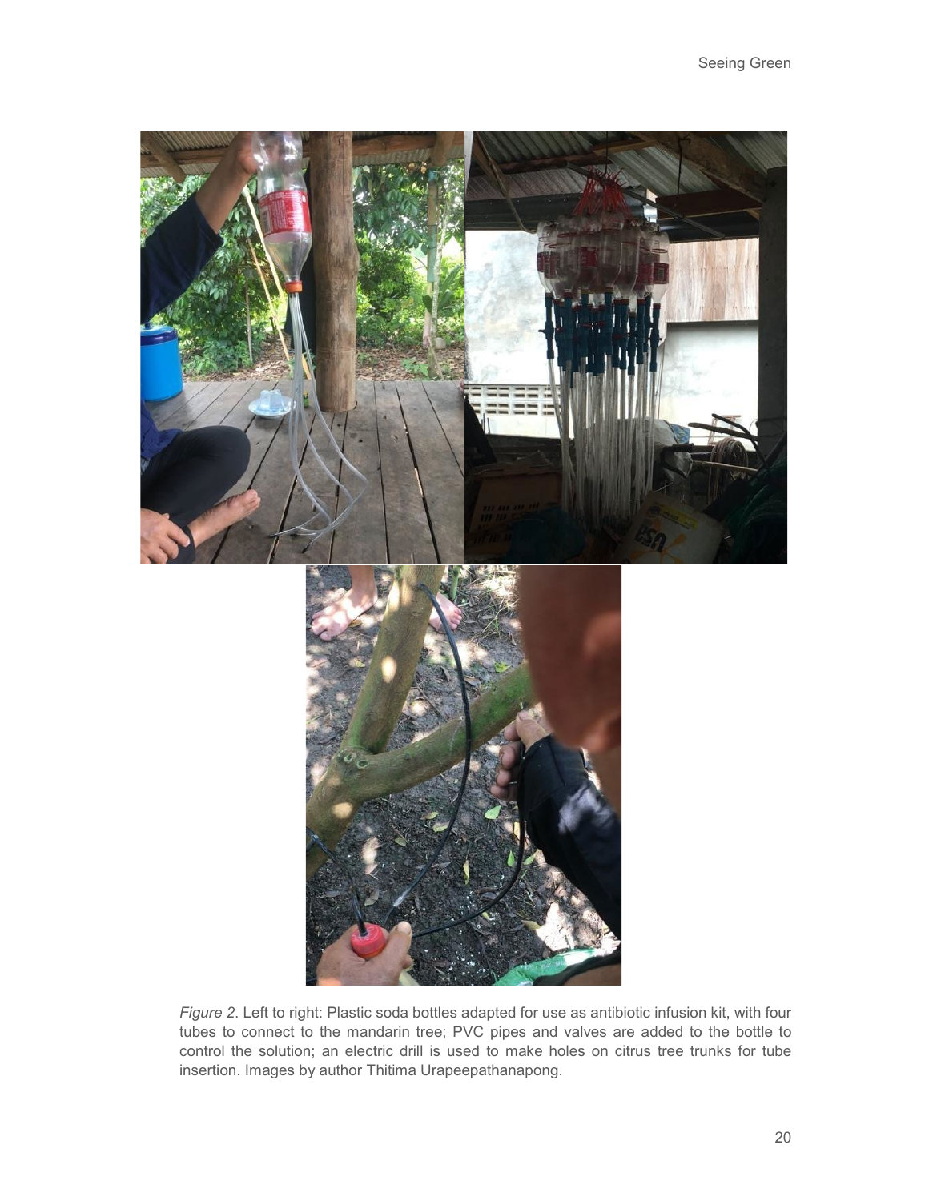*Figure 2*. Left to right: Plastic soda bottles adapted for use as antibiotic infusion kit, with four tubes to connect to the mandarin tree; PVC pipes and valves are added to the bottle to control the solution; an electric drill is used to make holes on citrus tree trunks for tube insertion. Images by author Thitima Urapeepathanapong.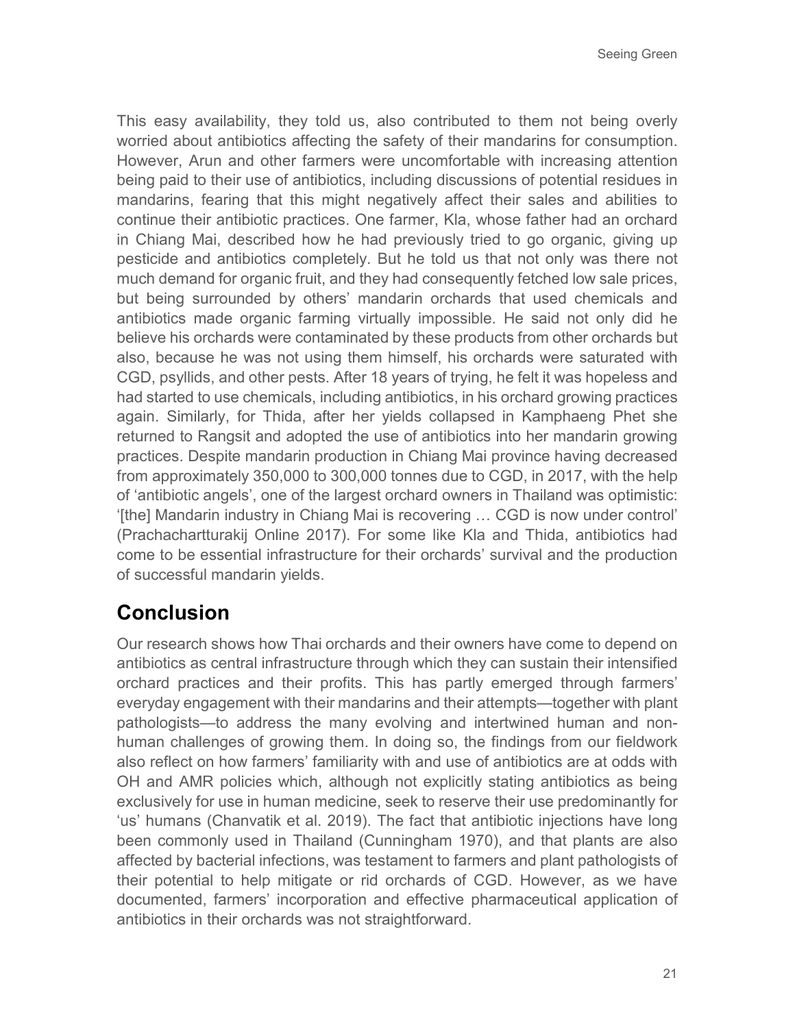This easy availability, they told us, also contributed to them not being overly worried about antibiotics affecting the safety of their mandarins for consumption. However, Arun and other farmers were uncomfortable with increasing attention being paid to their use of antibiotics, including discussions of potential residues in mandarins, fearing that this might negatively affect their sales and abilities to continue their antibiotic practices. One farmer, Kla, whose father had an orchard in Chiang Mai, described how he had previously tried to go organic, giving up pesticide and antibiotics completely. But he told us that not only was there not much demand for organic fruit, and they had consequently fetched low sale prices, but being surrounded by others' mandarin orchards that used chemicals and antibiotics made organic farming virtually impossible. He said not only did he believe his orchards were contaminated by these products from other orchards but also, because he was not using them himself, his orchards were saturated with CGD, psyllids, and other pests. After 18 years of trying, he felt it was hopeless and had started to use chemicals, including antibiotics, in his orchard growing practices again. Similarly, for Thida, after her yields collapsed in Kamphaeng Phet she returned to Rangsit and adopted the use of antibiotics into her mandarin growing practices. Despite mandarin production in Chiang Mai province having decreased from approximately 350,000 to 300,000 tonnes due to CGD, in 2017, with the help of 'antibiotic angels', one of the largest orchard owners in Thailand was optimistic: '[the] Mandarin industry in Chiang Mai is recovering … CGD is now under control' (Prachachartturakij Online 2017). For some like Kla and Thida, antibiotics had come to be essential infrastructure for their orchards' survival and the production of successful mandarin yields.

## Conclusion

Our research shows how Thai orchards and their owners have come to depend on antibiotics as central infrastructure through which they can sustain their intensified orchard practices and their profits. This has partly emerged through farmers' everyday engagement with their mandarins and their attempts—together with plant pathologists—to address the many evolving and intertwined human and non-human challenges of growing them. In doing so, the findings from our fieldwork also reflect on how farmers' familiarity with and use of antibiotics are at odds with OH and AMR policies which, although not explicitly stating antibiotics as being exclusively for use in human medicine, seek to reserve their use predominantly for 'us' humans (Chanvatik et al. 2019). The fact that antibiotic injections have long been commonly used in Thailand (Cunningham 1970), and that plants are also affected by bacterial infections, was testament to farmers and plant pathologists of their potential to help mitigate or rid orchards of CGD. However, as we have documented, farmers' incorporation and effective pharmaceutical application of antibiotics in their orchards was not straightforward.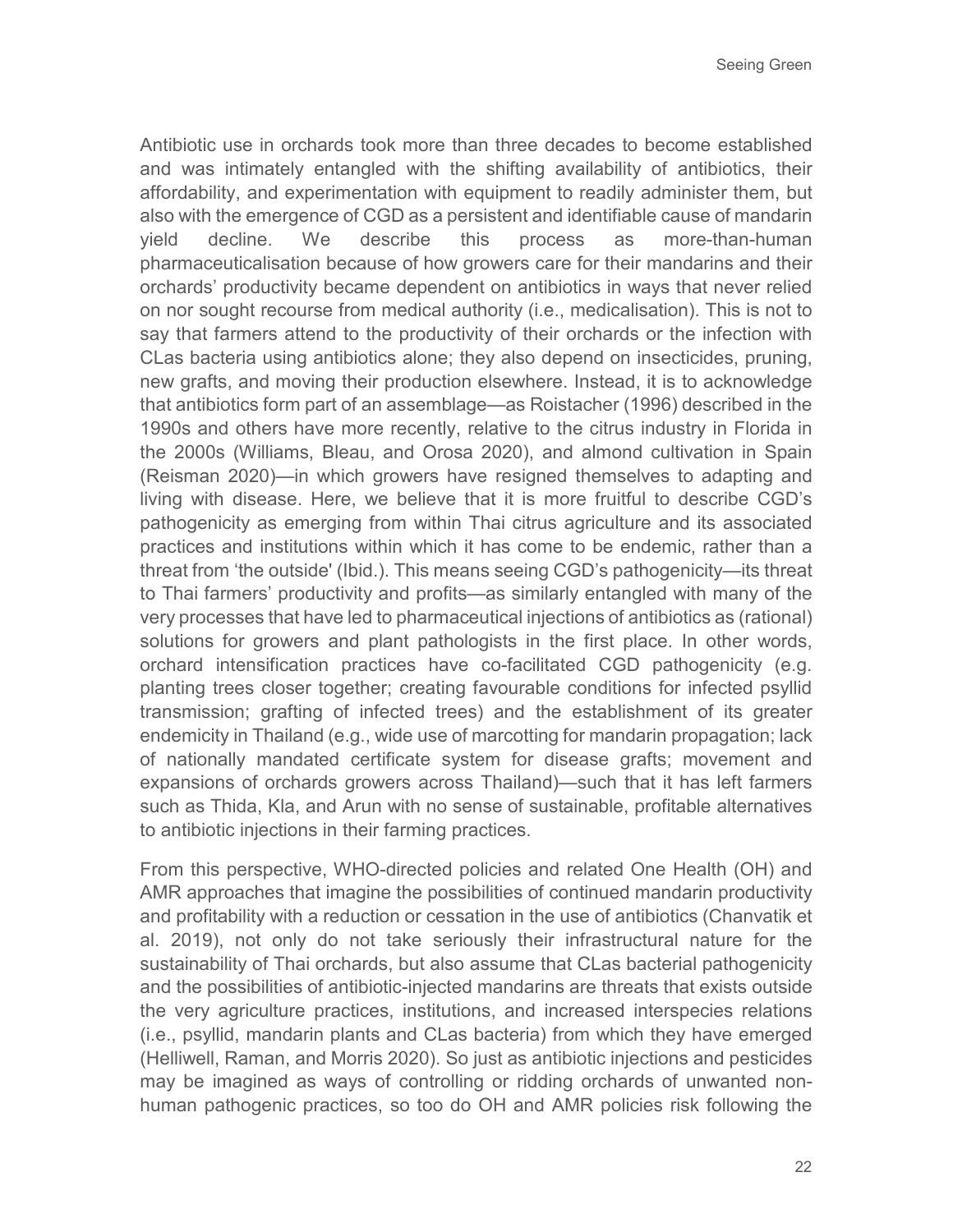Antibiotic use in orchards took more than three decades to become established and was intimately entangled with the shifting availability of antibiotics, their affordability, and experimentation with equipment to readily administer them, but also with the emergence of CGD as a persistent and identifiable cause of mandarin yield decline. We describe this process as more-than-human pharmaceuticalisation because of how growers care for their mandarins and their orchards' productivity became dependent on antibiotics in ways that never relied on nor sought recourse from medical authority (i.e., medicalisation). This is not to say that farmers attend to the productivity of their orchards or the infection with CLas bacteria using antibiotics alone; they also depend on insecticides, pruning, new grafts, and moving their production elsewhere. Instead, it is to acknowledge that antibiotics form part of an assemblage—as Roistacher (1996) described in the 1990s and others have more recently, relative to the citrus industry in Florida in the 2000s (Williams, Bleau, and Orosa 2020), and almond cultivation in Spain (Reisman 2020)—in which growers have resigned themselves to adapting and living with disease. Here, we believe that it is more fruitful to describe CGD's pathogenicity as emerging from within Thai citrus agriculture and its associated practices and institutions within which it has come to be endemic, rather than a threat from 'the outside' (Ibid.). This means seeing CGD's pathogenicity—its threat to Thai farmers' productivity and profits—as similarly entangled with many of the very processes that have led to pharmaceutical injections of antibiotics as (rational) solutions for growers and plant pathologists in the first place. In other words, orchard intensification practices have co-facilitated CGD pathogenicity (e.g. planting trees closer together; creating favourable conditions for infected psyllid transmission; grafting of infected trees) and the establishment of its greater endemicity in Thailand (e.g., wide use of marcotting for mandarin propagation; lack of nationally mandated certificate system for disease grafts; movement and expansions of orchards growers across Thailand)—such that it has left farmers such as Thida, Kla, and Arun with no sense of sustainable, profitable alternatives to antibiotic injections in their farming practices.

From this perspective, WHO-directed policies and related One Health (OH) and AMR approaches that imagine the possibilities of continued mandarin productivity and profitability with a reduction or cessation in the use of antibiotics (Chanvatik et al. 2019), not only do not take seriously their infrastructural nature for the sustainability of Thai orchards, but also assume that CLas bacterial pathogenicity and the possibilities of antibiotic-injected mandarins are threats that exists outside the very agriculture practices, institutions, and increased interspecies relations (i.e., psyllid, mandarin plants and CLas bacteria) from which they have emerged (Helliwell, Raman, and Morris 2020). So just as antibiotic injections and pesticides may be imagined as ways of controlling or ridding orchards of unwanted non-human pathogenic practices, so too do OH and AMR policies risk following the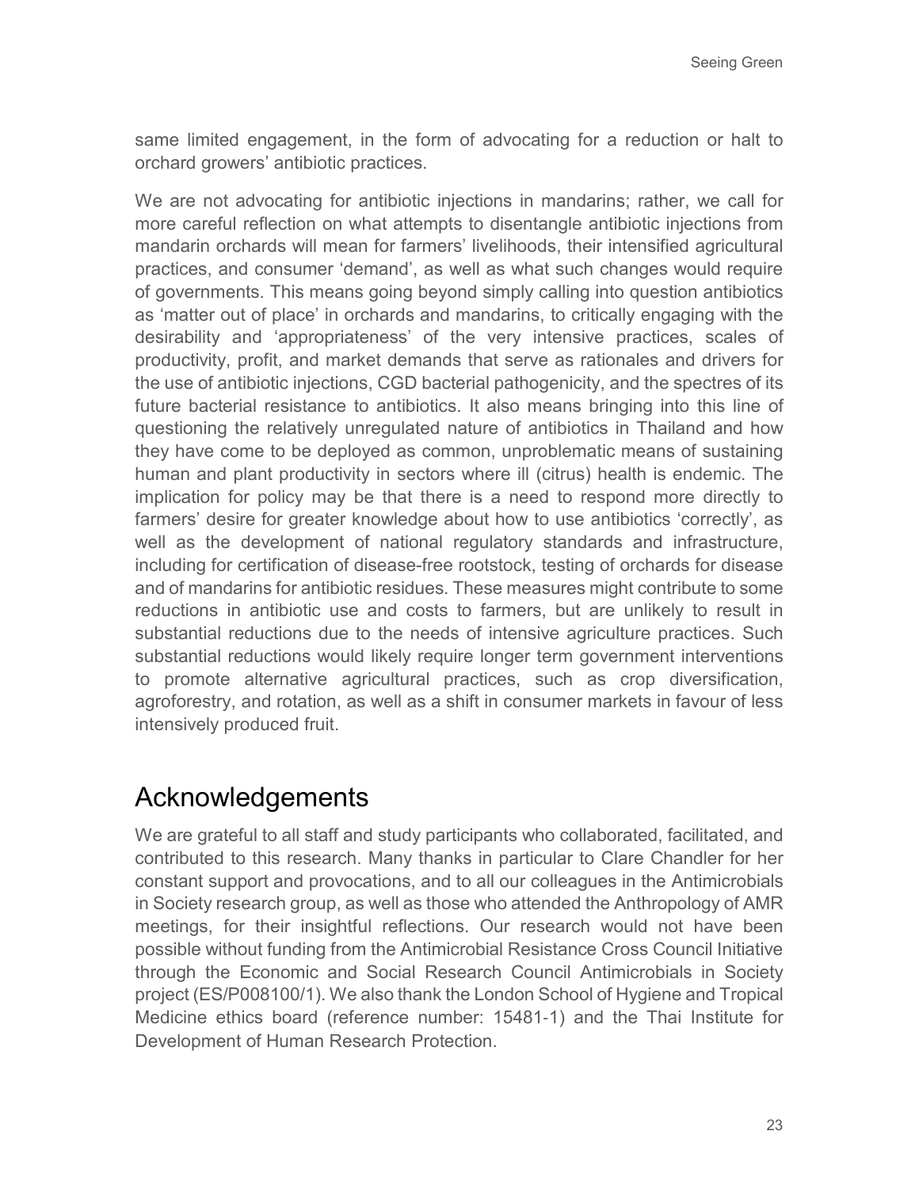same limited engagement, in the form of advocating for a reduction or halt to orchard growers' antibiotic practices.

We are not advocating for antibiotic injections in mandarins; rather, we call for more careful reflection on what attempts to disentangle antibiotic injections from mandarin orchards will mean for farmers' livelihoods, their intensified agricultural practices, and consumer 'demand', as well as what such changes would require of governments. This means going beyond simply calling into question antibiotics as 'matter out of place' in orchards and mandarins, to critically engaging with the desirability and 'appropriateness' of the very intensive practices, scales of productivity, profit, and market demands that serve as rationales and drivers for the use of antibiotic injections, CGD bacterial pathogenicity, and the spectres of its future bacterial resistance to antibiotics. It also means bringing into this line of questioning the relatively unregulated nature of antibiotics in Thailand and how they have come to be deployed as common, unproblematic means of sustaining human and plant productivity in sectors where ill (citrus) health is endemic. The implication for policy may be that there is a need to respond more directly to farmers' desire for greater knowledge about how to use antibiotics 'correctly', as well as the development of national regulatory standards and infrastructure, including for certification of disease-free rootstock, testing of orchards for disease and of mandarins for antibiotic residues. These measures might contribute to some reductions in antibiotic use and costs to farmers, but are unlikely to result in substantial reductions due to the needs of intensive agriculture practices. Such substantial reductions would likely require longer term government interventions to promote alternative agricultural practices, such as crop diversification, agroforestry, and rotation, as well as a shift in consumer markets in favour of less intensively produced fruit.

## Acknowledgements

We are grateful to all staff and study participants who collaborated, facilitated, and contributed to this research. Many thanks in particular to Clare Chandler for her constant support and provocations, and to all our colleagues in the Antimicrobials in Society research group, as well as those who attended the Anthropology of AMR meetings, for their insightful reflections. Our research would not have been possible without funding from the Antimicrobial Resistance Cross Council Initiative through the Economic and Social Research Council Antimicrobials in Society project (ES/P008100/1). We also thank the London School of Hygiene and Tropical Medicine ethics board (reference number: 15481-1) and the Thai Institute for Development of Human Research Protection.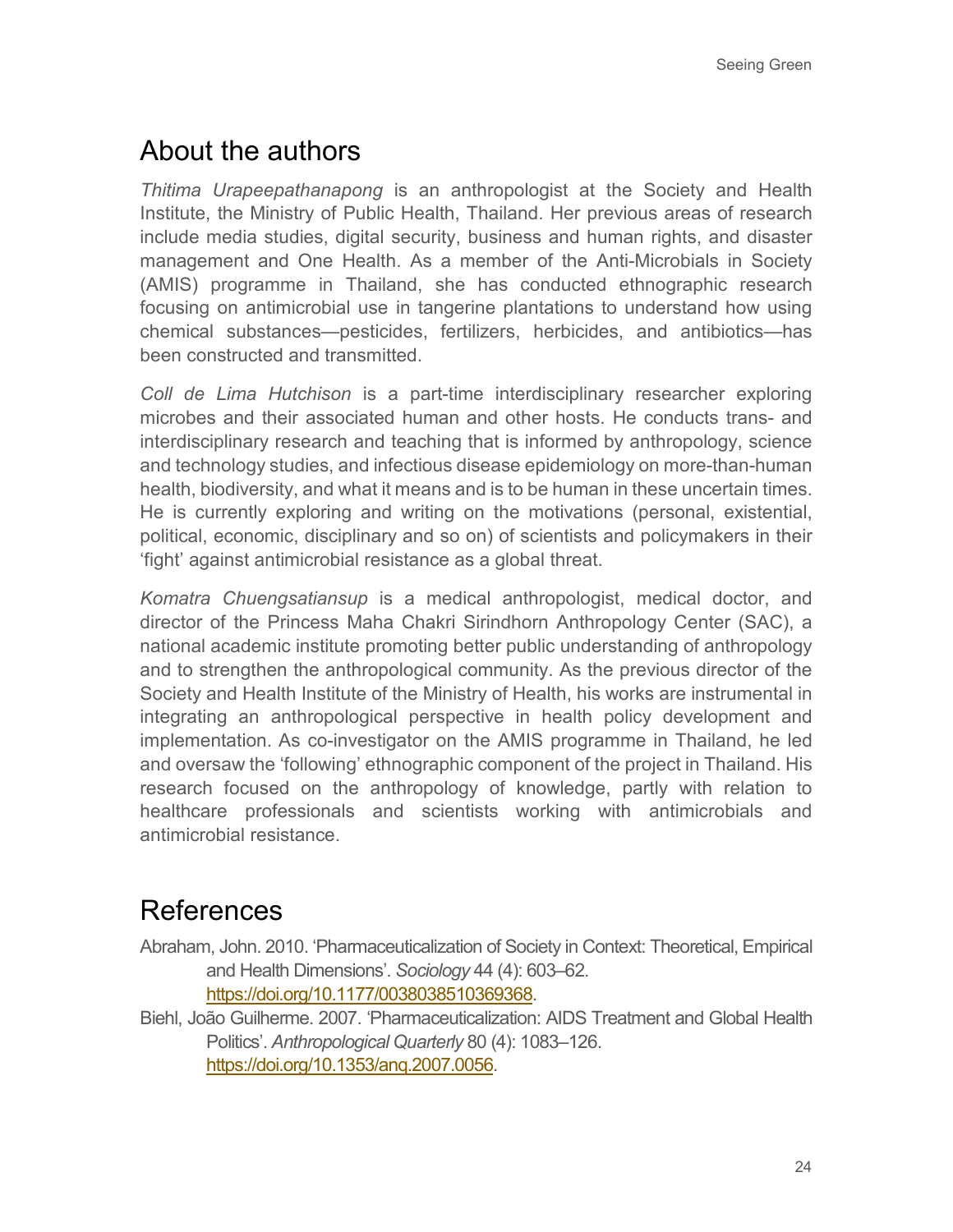## About the authors

*Thitima Urapeepathanapong* is an anthropologist at the Society and Health Institute, the Ministry of Public Health, Thailand. Her previous areas of research include media studies, digital security, business and human rights, and disaster management and One Health. As a member of the Anti-Microbials in Society (AMIS) programme in Thailand, she has conducted ethnographic research focusing on antimicrobial use in tangerine plantations to understand how using chemical substances—pesticides, fertilizers, herbicides, and antibiotics—has been constructed and transmitted.

*Coll de Lima Hutchison* is a part-time interdisciplinary researcher exploring microbes and their associated human and other hosts. He conducts trans- and interdisciplinary research and teaching that is informed by anthropology, science and technology studies, and infectious disease epidemiology on more-than-human health, biodiversity, and what it means and is to be human in these uncertain times. He is currently exploring and writing on the motivations (personal, existential, political, economic, disciplinary and so on) of scientists and policymakers in their 'fight' against antimicrobial resistance as a global threat.

*Komatra Chuengsatiansup* is a medical anthropologist, medical doctor, and director of the Princess Maha Chakri Sirindhorn Anthropology Center (SAC), a national academic institute promoting better public understanding of anthropology and to strengthen the anthropological community. As the previous director of the Society and Health Institute of the Ministry of Health, his works are instrumental in integrating an anthropological perspective in health policy development and implementation. As co-investigator on the AMIS programme in Thailand, he led and oversaw the 'following' ethnographic component of the project in Thailand. His research focused on the anthropology of knowledge, partly with relation to healthcare professionals and scientists working with antimicrobials and antimicrobial resistance.

## References

Abraham, John. 2010. 'Pharmaceuticalization of Society in Context: Theoretical, Empirical and Health Dimensions'. *Sociology* 44 (4): 603–62. https://doi.org/10.1177/0038038510369368.

Biehl, João Guilherme. 2007. 'Pharmaceuticalization: AIDS Treatment and Global Health Politics'. *Anthropological Quarterly* 80 (4): 1083–126. https://doi.org/10.1353/anq.2007.0056.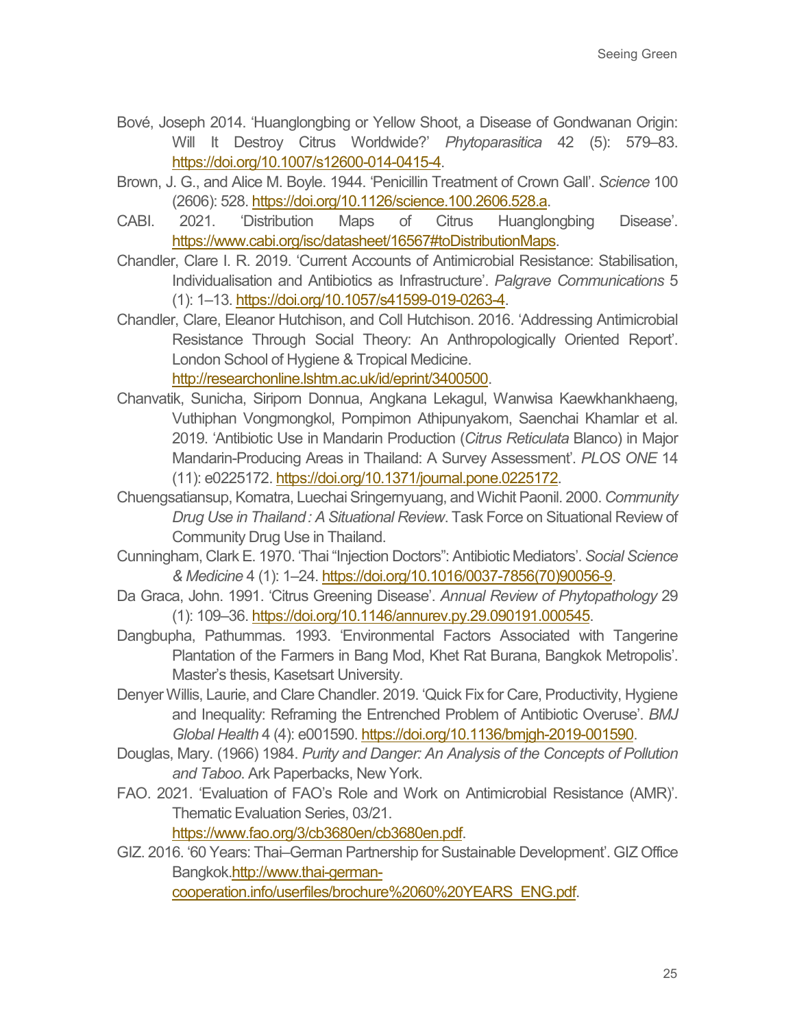Bové, Joseph 2014. 'Huanglongbing or Yellow Shoot, a Disease of Gondwanan Origin: Will It Destroy Citrus Worldwide?' *Phytoparasitica* 42 (5): 579–83. https://doi.org/10.1007/s12600-014-0415-4.

Brown, J. G., and Alice M. Boyle. 1944. 'Penicillin Treatment of Crown Gall'. *Science* 100 (2606): 528. https://doi.org/10.1126/science.100.2606.528.a.

CABI. 2021. 'Distribution Maps of Citrus Huanglongbing Disease'. https://www.cabi.org/isc/datasheet/16567#toDistributionMaps.

Chandler, Clare I. R. 2019. 'Current Accounts of Antimicrobial Resistance: Stabilisation, Individualisation and Antibiotics as Infrastructure'. *Palgrave Communications* 5 (1): 1–13. https://doi.org/10.1057/s41599-019-0263-4.

Chandler, Clare, Eleanor Hutchison, and Coll Hutchison. 2016. 'Addressing Antimicrobial Resistance Through Social Theory: An Anthropologically Oriented Report'. London School of Hygiene & Tropical Medicine. http://researchonline.lshtm.ac.uk/id/eprint/3400500.

Chanvatik, Sunicha, Siriporn Donnua, Angkana Lekagul, Wanwisa Kaewkhankhaeng, Vuthiphan Vongmongkol, Pornpimon Athipunyakom, Saenchai Khamlar et al. 2019. 'Antibiotic Use in Mandarin Production (*Citrus Reticulata* Blanco) in Major Mandarin-Producing Areas in Thailand: A Survey Assessment'. *PLOS ONE* 14 (11): e0225172. https://doi.org/10.1371/journal.pone.0225172.

Chuengsatiansup, Komatra, Luechai Sringernyuang, and Wichit Paonil. 2000. *Community Drug Use in Thailand : A Situational Review*. Task Force on Situational Review of Community Drug Use in Thailand.

Cunningham, Clark E. 1970. 'Thai "Injection Doctors": Antibiotic Mediators'. *Social Science & Medicine* 4 (1): 1–24. https://doi.org/10.1016/0037-7856(70)90056-9.

Da Graca, John. 1991. 'Citrus Greening Disease'. *Annual Review of Phytopathology* 29 (1): 109–36. https://doi.org/10.1146/annurev.py.29.090191.000545.

Dangbupha, Pathummas. 1993. 'Environmental Factors Associated with Tangerine Plantation of the Farmers in Bang Mod, Khet Rat Burana, Bangkok Metropolis'. Master's thesis, Kasetsart University.

Denyer Willis, Laurie, and Clare Chandler. 2019. 'Quick Fix for Care, Productivity, Hygiene and Inequality: Reframing the Entrenched Problem of Antibiotic Overuse'. *BMJ Global Health* 4 (4): e001590. https://doi.org/10.1136/bmjgh-2019-001590.

Douglas, Mary. (1966) 1984. *Purity and Danger: An Analysis of the Concepts of Pollution and Taboo*. Ark Paperbacks, New York.

FAO. 2021. 'Evaluation of FAO's Role and Work on Antimicrobial Resistance (AMR)'. Thematic Evaluation Series, 03/21. https://www.fao.org/3/cb3680en/cb3680en.pdf.

GIZ. 2016. '60 Years: Thai–German Partnership for Sustainable Development'. GIZ Office Bangkok.http://www.thai-german-cooperation.info/userfiles/brochure%2060%20YEARS_ENG.pdf.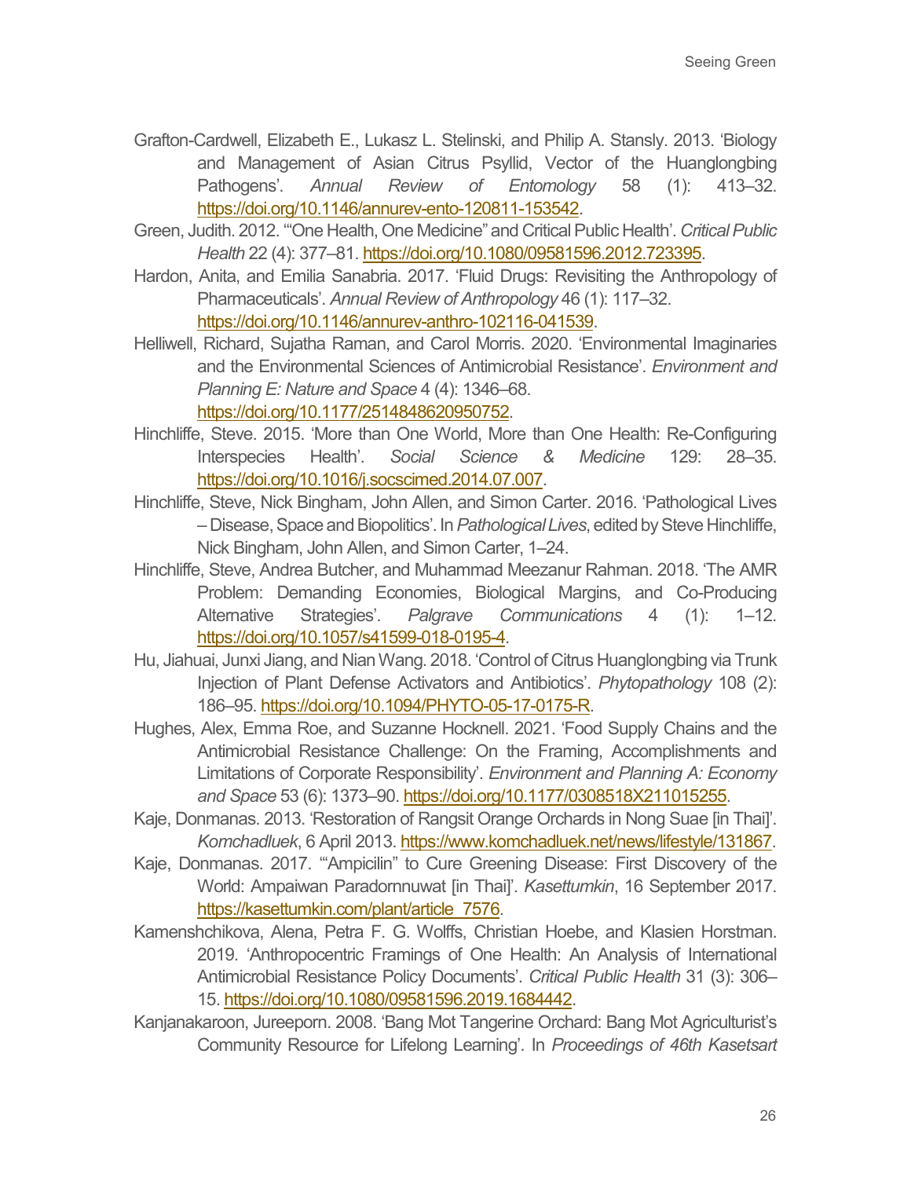Grafton-Cardwell, Elizabeth E., Lukasz L. Stelinski, and Philip A. Stansly. 2013. 'Biology and Management of Asian Citrus Psyllid, Vector of the Huanglongbing Pathogens'. *Annual Review of Entomology* 58 (1): 413–32. https://doi.org/10.1146/annurev-ento-120811-153542.

Green, Judith. 2012. '"One Health, One Medicine" and Critical Public Health'. *Critical Public Health* 22 (4): 377–81. https://doi.org/10.1080/09581596.2012.723395.

Hardon, Anita, and Emilia Sanabria. 2017. 'Fluid Drugs: Revisiting the Anthropology of Pharmaceuticals'. *Annual Review of Anthropology* 46 (1): 117–32. https://doi.org/10.1146/annurev-anthro-102116-041539.

Helliwell, Richard, Sujatha Raman, and Carol Morris. 2020. 'Environmental Imaginaries and the Environmental Sciences of Antimicrobial Resistance'. *Environment and Planning E: Nature and Space* 4 (4): 1346–68. https://doi.org/10.1177/2514848620950752.

Hinchliffe, Steve. 2015. 'More than One World, More than One Health: Re-Configuring Interspecies Health'. *Social Science & Medicine* 129: 28–35. https://doi.org/10.1016/j.socscimed.2014.07.007.

Hinchliffe, Steve, Nick Bingham, John Allen, and Simon Carter. 2016. 'Pathological Lives – Disease, Space and Biopolitics'. In *Pathological Lives*, edited by Steve Hinchliffe, Nick Bingham, John Allen, and Simon Carter, 1–24.

Hinchliffe, Steve, Andrea Butcher, and Muhammad Meezanur Rahman. 2018. 'The AMR Problem: Demanding Economies, Biological Margins, and Co-Producing Alternative Strategies'. *Palgrave Communications* 4 (1): 1–12. https://doi.org/10.1057/s41599-018-0195-4.

Hu, Jiahuai, Junxi Jiang, and Nian Wang. 2018. 'Control of Citrus Huanglongbing via Trunk Injection of Plant Defense Activators and Antibiotics'. *Phytopathology* 108 (2): 186–95. https://doi.org/10.1094/PHYTO-05-17-0175-R.

Hughes, Alex, Emma Roe, and Suzanne Hocknell. 2021. 'Food Supply Chains and the Antimicrobial Resistance Challenge: On the Framing, Accomplishments and Limitations of Corporate Responsibility'. *Environment and Planning A: Economy and Space* 53 (6): 1373–90. https://doi.org/10.1177/0308518X211015255.

Kaje, Donmanas. 2013. 'Restoration of Rangsit Orange Orchards in Nong Suae [in Thai]'. *Komchadluek*, 6 April 2013. https://www.komchadluek.net/news/lifestyle/131867.

Kaje, Donmanas. 2017. '"Ampicilin" to Cure Greening Disease: First Discovery of the World: Ampaiwan Paradornnuwat [in Thai]'. *Kasettumkin*, 16 September 2017. https://kasettumkin.com/plant/article_7576.

Kamenshchikova, Alena, Petra F. G. Wolffs, Christian Hoebe, and Klasien Horstman. 2019. 'Anthropocentric Framings of One Health: An Analysis of International Antimicrobial Resistance Policy Documents'. *Critical Public Health* 31 (3): 306–15. https://doi.org/10.1080/09581596.2019.1684442.

Kanjanakaroon, Jureeporn. 2008. 'Bang Mot Tangerine Orchard: Bang Mot Agriculturist's Community Resource for Lifelong Learning'. In *Proceedings of 46th Kasetsart*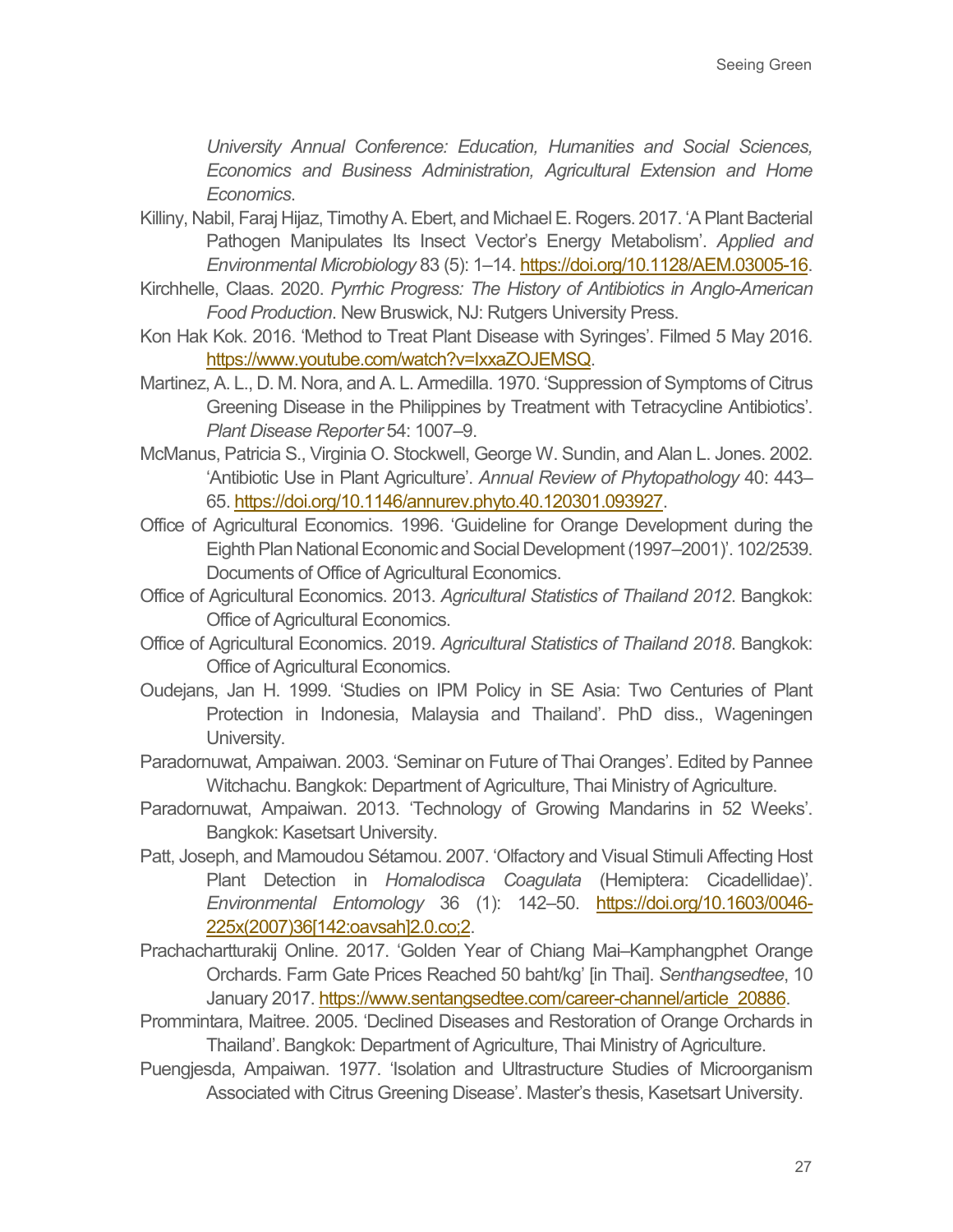*University Annual Conference: Education, Humanities and Social Sciences, Economics and Business Administration, Agricultural Extension and Home Economics*.

Killiny, Nabil, Faraj Hijaz, Timothy A. Ebert, and Michael E. Rogers. 2017. 'A Plant Bacterial Pathogen Manipulates Its Insect Vector's Energy Metabolism'. *Applied and Environmental Microbiology* 83 (5): 1–14. https://doi.org/10.1128/AEM.03005-16.

Kirchhelle, Claas. 2020. *Pyrrhic Progress: The History of Antibiotics in Anglo-American Food Production*. New Bruswick, NJ: Rutgers University Press.

Kon Hak Kok. 2016. 'Method to Treat Plant Disease with Syringes'. Filmed 5 May 2016. https://www.youtube.com/watch?v=IxxaZOJEMSQ.

Martinez, A. L., D. M. Nora, and A. L. Armedilla. 1970. 'Suppression of Symptoms of Citrus Greening Disease in the Philippines by Treatment with Tetracycline Antibiotics'. *Plant Disease Reporter* 54: 1007–9.

McManus, Patricia S., Virginia O. Stockwell, George W. Sundin, and Alan L. Jones. 2002. 'Antibiotic Use in Plant Agriculture'. *Annual Review of Phytopathology* 40: 443–65. https://doi.org/10.1146/annurev.phyto.40.120301.093927.

Office of Agricultural Economics. 1996. 'Guideline for Orange Development during the Eighth Plan National Economic and Social Development (1997–2001)'. 102/2539. Documents of Office of Agricultural Economics.

Office of Agricultural Economics. 2013. *Agricultural Statistics of Thailand 2012*. Bangkok: Office of Agricultural Economics.

Office of Agricultural Economics. 2019. *Agricultural Statistics of Thailand 2018*. Bangkok: Office of Agricultural Economics.

Oudejans, Jan H. 1999. 'Studies on IPM Policy in SE Asia: Two Centuries of Plant Protection in Indonesia, Malaysia and Thailand'. PhD diss., Wageningen University.

Paradornuwat, Ampaiwan. 2003. 'Seminar on Future of Thai Oranges'. Edited by Pannee Witchachu. Bangkok: Department of Agriculture, Thai Ministry of Agriculture.

Paradornuwat, Ampaiwan. 2013. 'Technology of Growing Mandarins in 52 Weeks'. Bangkok: Kasetsart University.

Patt, Joseph, and Mamoudou Sétamou. 2007. 'Olfactory and Visual Stimuli Affecting Host Plant Detection in *Homalodisca Coagulata* (Hemiptera: Cicadellidae)'. *Environmental Entomology* 36 (1): 142–50. https://doi.org/10.1603/0046-225x(2007)36[142:oavsah]2.0.co;2.

Prachachartturakij Online. 2017. 'Golden Year of Chiang Mai–Kamphangphet Orange Orchards. Farm Gate Prices Reached 50 baht/kg' [in Thai]. *Senthangsedtee*, 10 January 2017. https://www.sentangsedtee.com/career-channel/article_20886.

Prommintara, Maitree. 2005. 'Declined Diseases and Restoration of Orange Orchards in Thailand'. Bangkok: Department of Agriculture, Thai Ministry of Agriculture.

Puengjesda, Ampaiwan. 1977. 'Isolation and Ultrastructure Studies of Microorganism Associated with Citrus Greening Disease'. Master's thesis, Kasetsart University.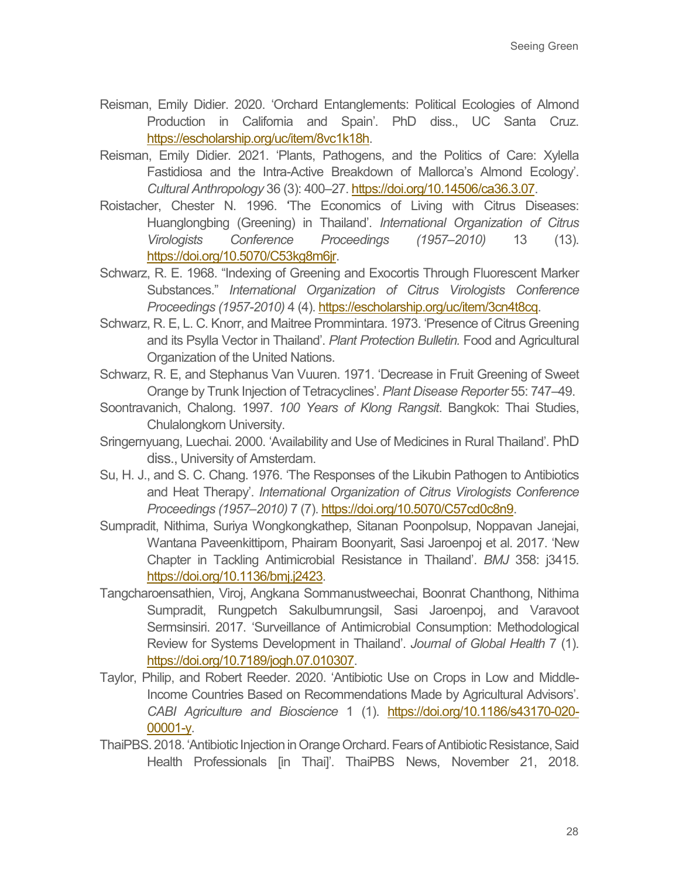Reisman, Emily Didier. 2020. 'Orchard Entanglements: Political Ecologies of Almond Production in California and Spain'. PhD diss., UC Santa Cruz. https://escholarship.org/uc/item/8vc1k18h.

Reisman, Emily Didier. 2021. 'Plants, Pathogens, and the Politics of Care: Xylella Fastidiosa and the Intra-Active Breakdown of Mallorca's Almond Ecology'. *Cultural Anthropology* 36 (3): 400–27. https://doi.org/10.14506/ca36.3.07.

Roistacher, Chester N. 1996. 'The Economics of Living with Citrus Diseases: Huanglongbing (Greening) in Thailand'. *International Organization of Citrus Virologists Conference Proceedings (1957–2010)* 13 (13). https://doi.org/10.5070/C53kg8m6jr.

Schwarz, R. E. 1968. "Indexing of Greening and Exocortis Through Fluorescent Marker Substances." *International Organization of Citrus Virologists Conference Proceedings (1957-2010)* 4 (4). https://escholarship.org/uc/item/3cn4t8cq.

Schwarz, R. E, L. C. Knorr, and Maitree Prommintara. 1973. 'Presence of Citrus Greening and its Psylla Vector in Thailand'. *Plant Protection Bulletin.* Food and Agricultural Organization of the United Nations.

Schwarz, R. E, and Stephanus Van Vuuren. 1971. 'Decrease in Fruit Greening of Sweet Orange by Trunk Injection of Tetracyclines'. *Plant Disease Reporter* 55: 747–49.

Soontravanich, Chalong. 1997. *100 Years of Klong Rangsit*. Bangkok: Thai Studies, Chulalongkorn University.

Sringernyuang, Luechai. 2000. 'Availability and Use of Medicines in Rural Thailand'. PhD diss., University of Amsterdam.

Su, H. J., and S. C. Chang. 1976. 'The Responses of the Likubin Pathogen to Antibiotics and Heat Therapy'. *International Organization of Citrus Virologists Conference Proceedings (1957–2010)* 7 (7). https://doi.org/10.5070/C57cd0c8n9.

Sumpradit, Nithima, Suriya Wongkongkathep, Sitanan Poonpolsup, Noppavan Janejai, Wantana Paveenkittiporn, Phairam Boonyarit, Sasi Jaroenpoj et al. 2017. 'New Chapter in Tackling Antimicrobial Resistance in Thailand'. *BMJ* 358: j3415. https://doi.org/10.1136/bmj.j2423.

Tangcharoensathien, Viroj, Angkana Sommanustweechai, Boonrat Chanthong, Nithima Sumpradit, Rungpetch Sakulbumrungsil, Sasi Jaroenpoj, and Varavoot Sermsinsiri. 2017. 'Surveillance of Antimicrobial Consumption: Methodological Review for Systems Development in Thailand'. *Journal of Global Health* 7 (1). https://doi.org/10.7189/jogh.07.010307.

Taylor, Philip, and Robert Reeder. 2020. 'Antibiotic Use on Crops in Low and Middle-Income Countries Based on Recommendations Made by Agricultural Advisors'. *CABI Agriculture and Bioscience* 1 (1). https://doi.org/10.1186/s43170-020-00001-y.

ThaiPBS. 2018. 'Antibiotic Injection in Orange Orchard. Fears of Antibiotic Resistance, Said Health Professionals [in Thai]'. ThaiPBS News, November 21, 2018.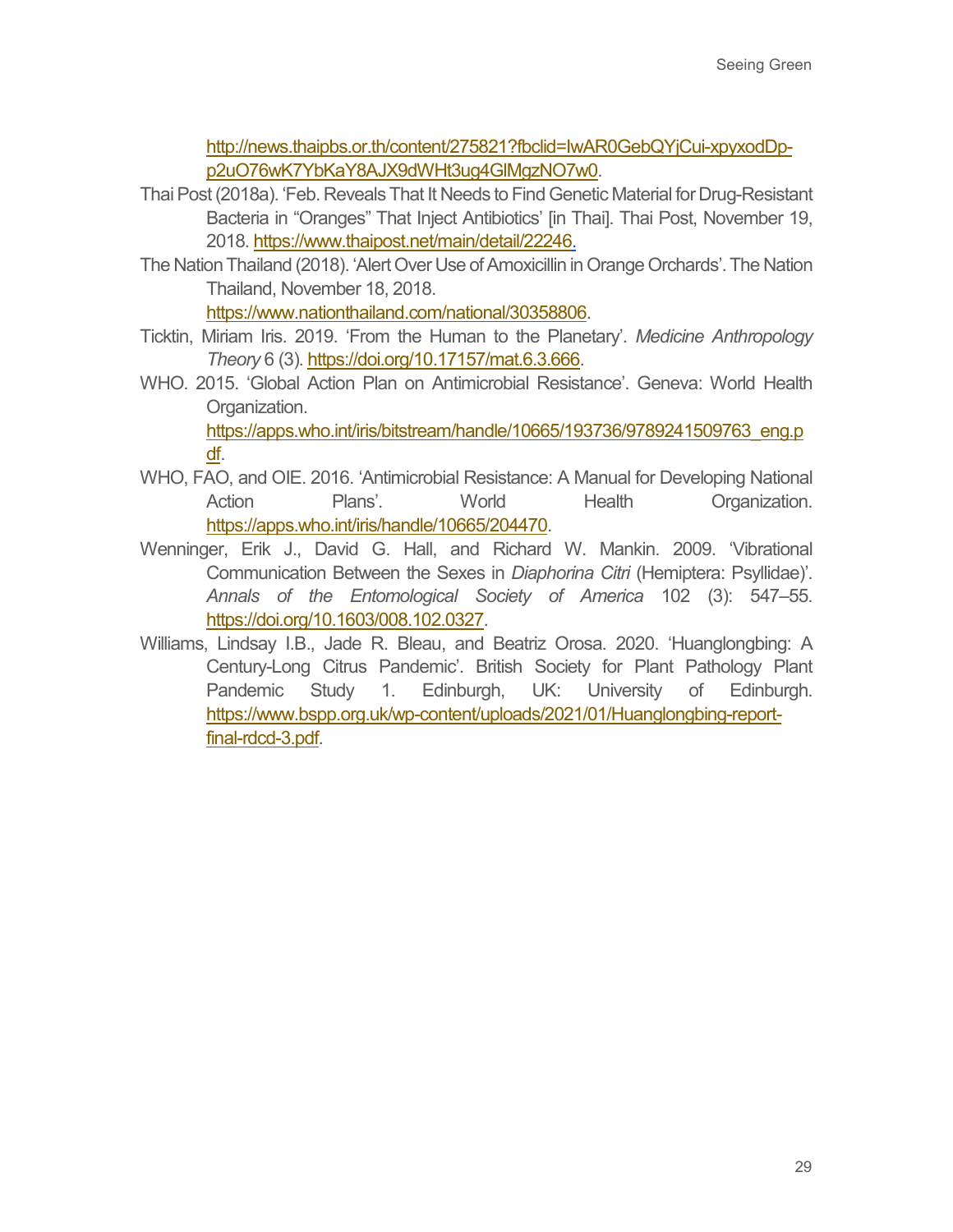http://news.thaipbs.or.th/content/275821?fbclid=IwAR0GebQYjCui-xpyxodDp-p2uO76wK7YbKaY8AJX9dWHt3ug4GlMgzNO7w0.

Thai Post (2018a). 'Feb. Reveals That It Needs to Find Genetic Material for Drug-Resistant Bacteria in "Oranges" That Inject Antibiotics' [in Thai]. Thai Post, November 19, 2018. https://www.thaipost.net/main/detail/22246.

The Nation Thailand (2018). 'Alert Over Use of Amoxicillin in Orange Orchards'. The Nation Thailand, November 18, 2018. https://www.nationthailand.com/national/30358806.

Ticktin, Miriam Iris. 2019. 'From the Human to the Planetary'. *Medicine Anthropology Theory* 6 (3). https://doi.org/10.17157/mat.6.3.666.

WHO. 2015. 'Global Action Plan on Antimicrobial Resistance'. Geneva: World Health Organization. https://apps.who.int/iris/bitstream/handle/10665/193736/9789241509763_eng.pdf.

WHO, FAO, and OIE. 2016. 'Antimicrobial Resistance: A Manual for Developing National Action Plans'. World Health Organization. https://apps.who.int/iris/handle/10665/204470.

Wenninger, Erik J., David G. Hall, and Richard W. Mankin. 2009. 'Vibrational Communication Between the Sexes in *Diaphorina Citri* (Hemiptera: Psyllidae)'. *Annals of the Entomological Society of America* 102 (3): 547–55. https://doi.org/10.1603/008.102.0327.

Williams, Lindsay I.B., Jade R. Bleau, and Beatriz Orosa. 2020. 'Huanglongbing: A Century-Long Citrus Pandemic'. British Society for Plant Pathology Plant Pandemic Study 1. Edinburgh, UK: University of Edinburgh. https://www.bspp.org.uk/wp-content/uploads/2021/01/Huanglongbing-report-final-rdcd-3.pdf.